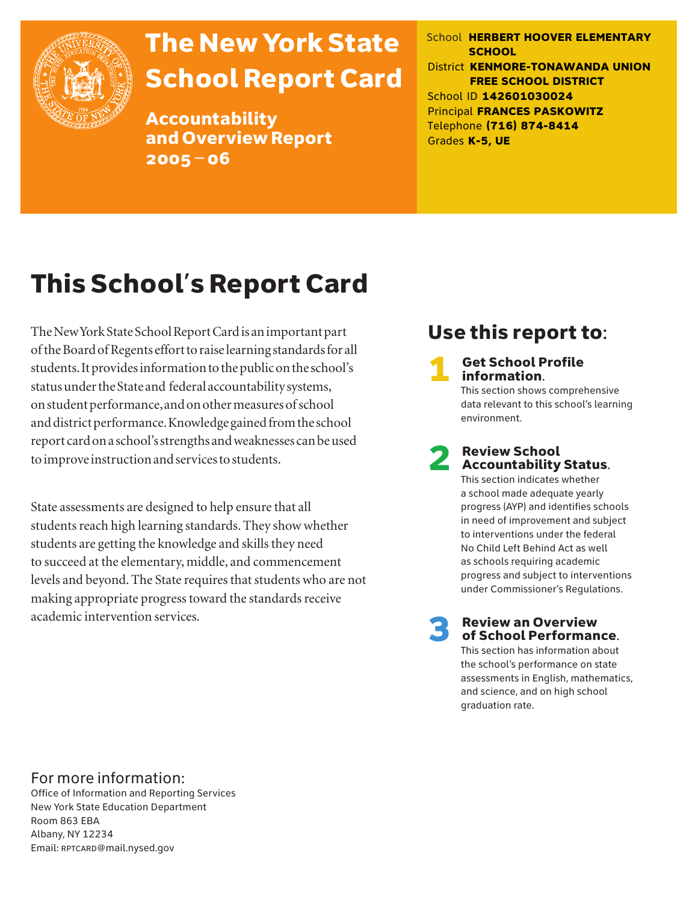# The New York State School Report Card

**Accountability and Overview Report 2005 – 06**

School **HERBERT HOOVER ELEMENTARY SCHOOL**
District **KENMORE-TONAWANDA UNION FREE SCHOOL DISTRICT**
School ID **142601030024**
Principal **FRANCES PASKOWITZ**
Telephone **(716) 874-8414**
Grades **K-5, UE**

# This School's Report Card

The New York State School Report Card is an important part of the Board of Regents effort to raise learning standards for all students. It provides information to the public on the school's status under the State and federal accountability systems, on student performance, and on other measures of school and district performance. Knowledge gained from the school report card on a school's strengths and weaknesses can be used to improve instruction and services to students.

State assessments are designed to help ensure that all students reach high learning standards. They show whether students are getting the knowledge and skills they need to succeed at the elementary, middle, and commencement levels and beyond. The State requires that students who are not making appropriate progress toward the standards receive academic intervention services.

## Use this report to:

**1 Get School Profile information.**
This section shows comprehensive data relevant to this school's learning environment.

**2 Review School Accountability Status.**
This section indicates whether a school made adequate yearly progress (AYP) and identifies schools in need of improvement and subject to interventions under the federal No Child Left Behind Act as well as schools requiring academic progress and subject to interventions under Commissioner's Regulations.

**3 Review an Overview of School Performance.**
This section has information about the school's performance on state assessments in English, mathematics, and science, and on high school graduation rate.

For more information:
Office of Information and Reporting Services
New York State Education Department
Room 863 EBA
Albany, NY 12234
Email: RPTCARD@mail.nysed.gov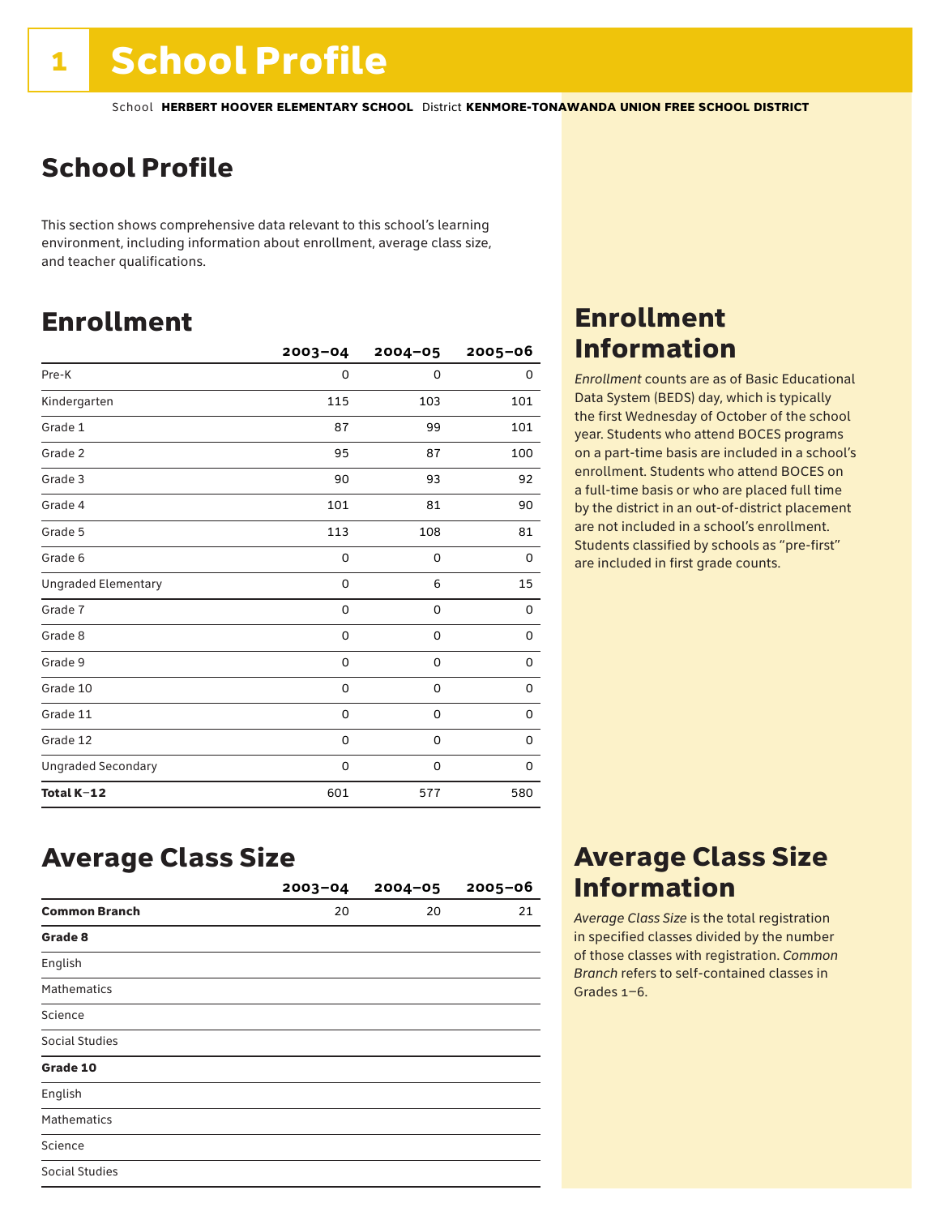# 1 School Profile

School **HERBERT HOOVER ELEMENTARY SCHOOL** District **KENMORE-TONAWANDA UNION FREE SCHOOL DISTRICT**

## School Profile

This section shows comprehensive data relevant to this school's learning environment, including information about enrollment, average class size, and teacher qualifications.

## Enrollment

| | 2003–04 | 2004–05 | 2005–06 |
|---|---|---|---|
| Pre-K | 0 | 0 | 0 |
| Kindergarten | 115 | 103 | 101 |
| Grade 1 | 87 | 99 | 101 |
| Grade 2 | 95 | 87 | 100 |
| Grade 3 | 90 | 93 | 92 |
| Grade 4 | 101 | 81 | 90 |
| Grade 5 | 113 | 108 | 81 |
| Grade 6 | 0 | 0 | 0 |
| Ungraded Elementary | 0 | 6 | 15 |
| Grade 7 | 0 | 0 | 0 |
| Grade 8 | 0 | 0 | 0 |
| Grade 9 | 0 | 0 | 0 |
| Grade 10 | 0 | 0 | 0 |
| Grade 11 | 0 | 0 | 0 |
| Grade 12 | 0 | 0 | 0 |
| Ungraded Secondary | 0 | 0 | 0 |
| **Total K–12** | 601 | 577 | 580 |

## Enrollment Information

*Enrollment* counts are as of Basic Educational Data System (BEDS) day, which is typically the first Wednesday of October of the school year. Students who attend BOCES programs on a part-time basis are included in a school's enrollment. Students who attend BOCES on a full-time basis or who are placed full time by the district in an out-of-district placement are not included in a school's enrollment. Students classified by schools as "pre-first" are included in first grade counts.

## Average Class Size

| | 2003–04 | 2004–05 | 2005–06 |
|---|---|---|---|
| **Common Branch** | 20 | 20 | 21 |
| **Grade 8** | | | |
| English | | | |
| Mathematics | | | |
| Science | | | |
| Social Studies | | | |
| **Grade 10** | | | |
| English | | | |
| Mathematics | | | |
| Science | | | |
| Social Studies | | | |

## Average Class Size Information

*Average Class Size* is the total registration in specified classes divided by the number of those classes with registration. *Common Branch* refers to self-contained classes in Grades 1–6.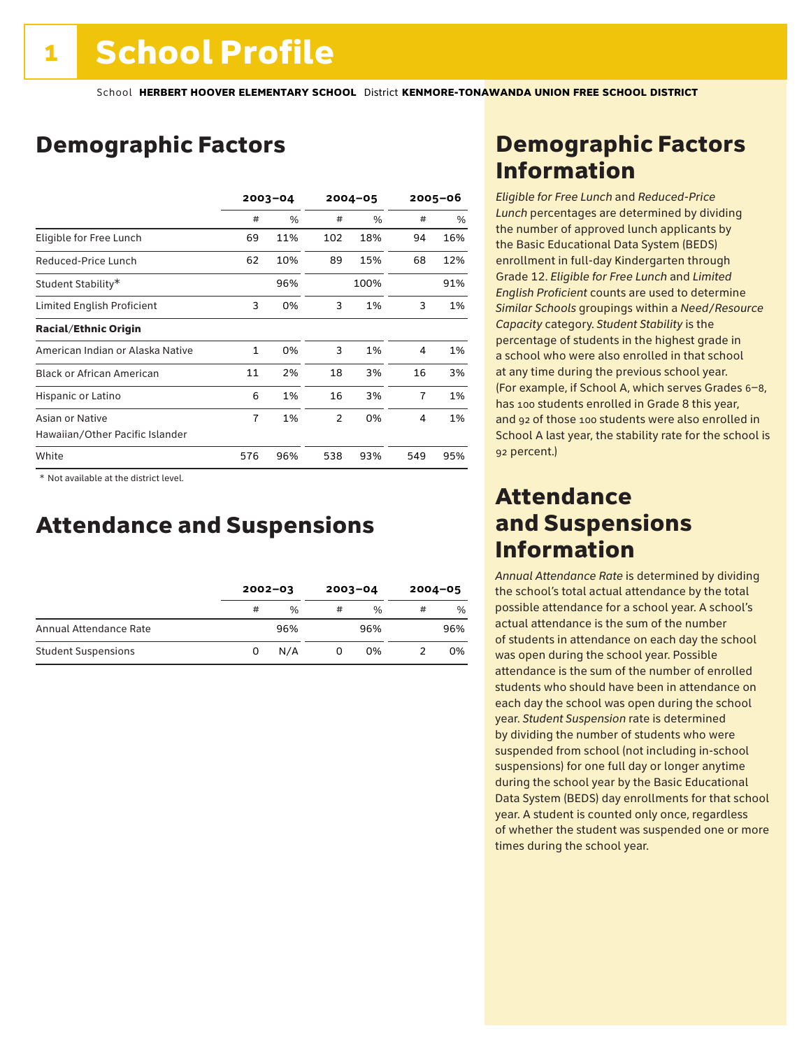# 1 School Profile

School **HERBERT HOOVER ELEMENTARY SCHOOL** District **KENMORE-TONAWANDA UNION FREE SCHOOL DISTRICT**

## Demographic Factors

| | 2003–04 | | 2004–05 | | 2005–06 | |
|---|---|---|---|---|---|---|
| | # | % | # | % | # | % |
| Eligible for Free Lunch | 69 | 11% | 102 | 18% | 94 | 16% |
| Reduced-Price Lunch | 62 | 10% | 89 | 15% | 68 | 12% |
| Student Stability* | | 96% | | 100% | | 91% |
| Limited English Proficient | 3 | 0% | 3 | 1% | 3 | 1% |
| **Racial/Ethnic Origin** | | | | | | |
| American Indian or Alaska Native | 1 | 0% | 3 | 1% | 4 | 1% |
| Black or African American | 11 | 2% | 18 | 3% | 16 | 3% |
| Hispanic or Latino | 6 | 1% | 16 | 3% | 7 | 1% |
| Asian or Native Hawaiian/Other Pacific Islander | 7 | 1% | 2 | 0% | 4 | 1% |
| White | 576 | 96% | 538 | 93% | 549 | 95% |

\* Not available at the district level.

## Attendance and Suspensions

| | 2002–03 | | 2003–04 | | 2004–05 | |
|---|---|---|---|---|---|---|
| | # | % | # | % | # | % |
| Annual Attendance Rate | | 96% | | 96% | | 96% |
| Student Suspensions | 0 | N/A | 0 | 0% | 2 | 0% |

## Demographic Factors Information

*Eligible for Free Lunch* and *Reduced-Price Lunch* percentages are determined by dividing the number of approved lunch applicants by the Basic Educational Data System (BEDS) enrollment in full-day Kindergarten through Grade 12. *Eligible for Free Lunch* and *Limited English Proficient* counts are used to determine *Similar Schools* groupings within a *Need/Resource Capacity* category. *Student Stability* is the percentage of students in the highest grade in a school who were also enrolled in that school at any time during the previous school year. (For example, if School A, which serves Grades 6–8, has 100 students enrolled in Grade 8 this year, and 92 of those 100 students were also enrolled in School A last year, the stability rate for the school is 92 percent.)

## Attendance and Suspensions Information

*Annual Attendance Rate* is determined by dividing the school's total actual attendance by the total possible attendance for a school year. A school's actual attendance is the sum of the number of students in attendance on each day the school was open during the school year. Possible attendance is the sum of the number of enrolled students who should have been in attendance on each day the school was open during the school year. *Student Suspension* rate is determined by dividing the number of students who were suspended from school (not including in-school suspensions) for one full day or longer anytime during the school year by the Basic Educational Data System (BEDS) day enrollments for that school year. A student is counted only once, regardless of whether the student was suspended one or more times during the school year.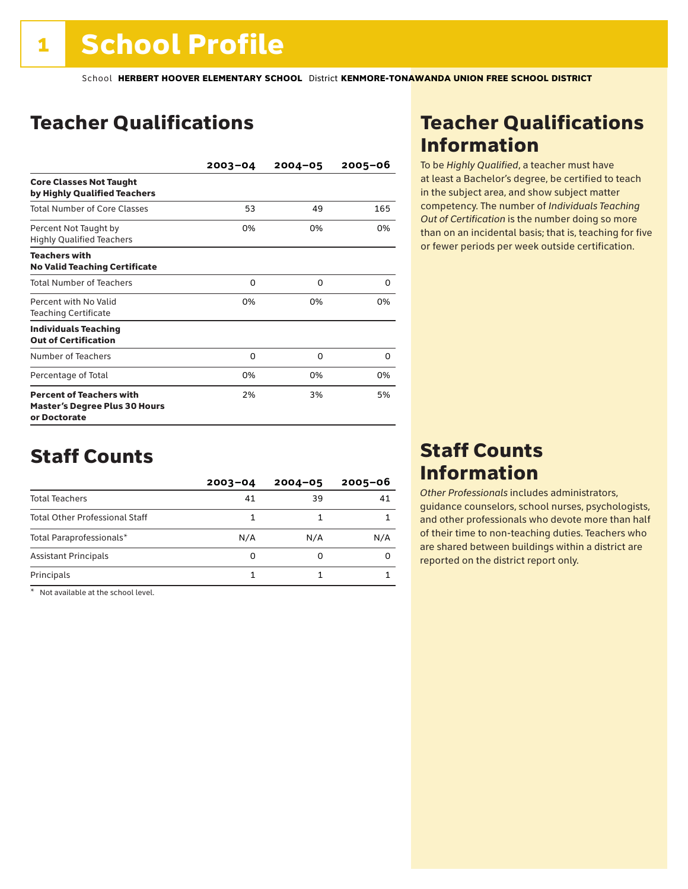# 1 School Profile

School **HERBERT HOOVER ELEMENTARY SCHOOL** District **KENMORE-TONAWANDA UNION FREE SCHOOL DISTRICT**

## Teacher Qualifications

| | 2003–04 | 2004–05 | 2005–06 |
|---|---|---|---|
| **Core Classes Not Taught by Highly Qualified Teachers** | | | |
| Total Number of Core Classes | 53 | 49 | 165 |
| Percent Not Taught by Highly Qualified Teachers | 0% | 0% | 0% |
| **Teachers with No Valid Teaching Certificate** | | | |
| Total Number of Teachers | 0 | 0 | 0 |
| Percent with No Valid Teaching Certificate | 0% | 0% | 0% |
| **Individuals Teaching Out of Certification** | | | |
| Number of Teachers | 0 | 0 | 0 |
| Percentage of Total | 0% | 0% | 0% |
| **Percent of Teachers with Master's Degree Plus 30 Hours or Doctorate** | 2% | 3% | 5% |

## Teacher Qualifications Information

To be *Highly Qualified*, a teacher must have at least a Bachelor's degree, be certified to teach in the subject area, and show subject matter competency. The number of *Individuals Teaching Out of Certification* is the number doing so more than on an incidental basis; that is, teaching for five or fewer periods per week outside certification.

## Staff Counts

| | 2003–04 | 2004–05 | 2005–06 |
|---|---|---|---|
| Total Teachers | 41 | 39 | 41 |
| Total Other Professional Staff | 1 | 1 | 1 |
| Total Paraprofessionals* | N/A | N/A | N/A |
| Assistant Principals | 0 | 0 | 0 |
| Principals | 1 | 1 | 1 |

* Not available at the school level.

## Staff Counts Information

*Other Professionals* includes administrators, guidance counselors, school nurses, psychologists, and other professionals who devote more than half of their time to non-teaching duties. Teachers who are shared between buildings within a district are reported on the district report only.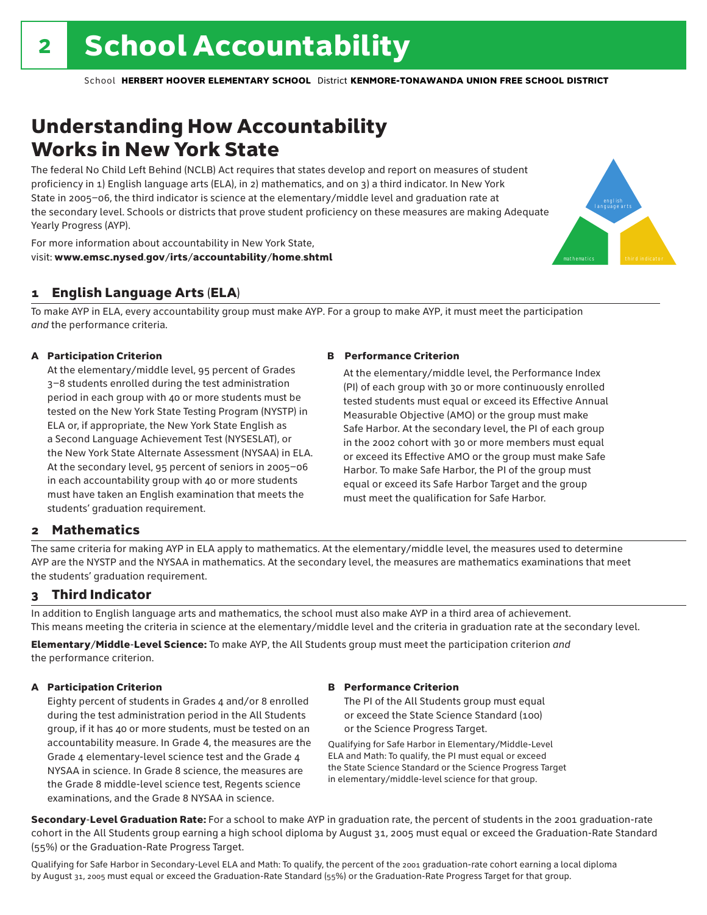# 2 School Accountability

School **HERBERT HOOVER ELEMENTARY SCHOOL** District **KENMORE-TONAWANDA UNION FREE SCHOOL DISTRICT**

## Understanding How Accountability Works in New York State

The federal No Child Left Behind (NCLB) Act requires that states develop and report on measures of student proficiency in 1) English language arts (ELA), in 2) mathematics, and on 3) a third indicator. In New York State in 2005–06, the third indicator is science at the elementary/middle level and graduation rate at the secondary level. Schools or districts that prove student proficiency on these measures are making Adequate Yearly Progress (AYP).

For more information about accountability in New York State, visit: **www.emsc.nysed.gov/irts/accountability/home.shtml**

english language arts

mathematics

third indicator

### 1 English Language Arts (ELA)

To make AYP in ELA, every accountability group must make AYP. For a group to make AYP, it must meet the participation *and* the performance criteria.

**A Participation Criterion**

At the elementary/middle level, 95 percent of Grades 3–8 students enrolled during the test administration period in each group with 40 or more students must be tested on the New York State Testing Program (NYSTP) in ELA or, if appropriate, the New York State English as a Second Language Achievement Test (NYSESLAT), or the New York State Alternate Assessment (NYSAA) in ELA. At the secondary level, 95 percent of seniors in 2005–06 in each accountability group with 40 or more students must have taken an English examination that meets the students' graduation requirement.

**B Performance Criterion**

At the elementary/middle level, the Performance Index (PI) of each group with 30 or more continuously enrolled tested students must equal or exceed its Effective Annual Measurable Objective (AMO) or the group must make Safe Harbor. At the secondary level, the PI of each group in the 2002 cohort with 30 or more members must equal or exceed its Effective AMO or the group must make Safe Harbor. To make Safe Harbor, the PI of the group must equal or exceed its Safe Harbor Target and the group must meet the qualification for Safe Harbor.

### 2 Mathematics

The same criteria for making AYP in ELA apply to mathematics. At the elementary/middle level, the measures used to determine AYP are the NYSTP and the NYSAA in mathematics. At the secondary level, the measures are mathematics examinations that meet the students' graduation requirement.

### 3 Third Indicator

In addition to English language arts and mathematics, the school must also make AYP in a third area of achievement. This means meeting the criteria in science at the elementary/middle level and the criteria in graduation rate at the secondary level.

**Elementary/Middle-Level Science:** To make AYP, the All Students group must meet the participation criterion *and* the performance criterion.

**A Participation Criterion**

Eighty percent of students in Grades 4 and/or 8 enrolled during the test administration period in the All Students group, if it has 40 or more students, must be tested on an accountability measure. In Grade 4, the measures are the Grade 4 elementary-level science test and the Grade 4 NYSAA in science. In Grade 8 science, the measures are the Grade 8 middle-level science test, Regents science examinations, and the Grade 8 NYSAA in science.

**B Performance Criterion**

The PI of the All Students group must equal or exceed the State Science Standard (100) or the Science Progress Target.

Qualifying for Safe Harbor in Elementary/Middle-Level ELA and Math: To qualify, the PI must equal or exceed the State Science Standard or the Science Progress Target in elementary/middle-level science for that group.

**Secondary-Level Graduation Rate:** For a school to make AYP in graduation rate, the percent of students in the 2001 graduation-rate cohort in the All Students group earning a high school diploma by August 31, 2005 must equal or exceed the Graduation-Rate Standard (55%) or the Graduation-Rate Progress Target.

Qualifying for Safe Harbor in Secondary-Level ELA and Math: To qualify, the percent of the 2001 graduation-rate cohort earning a local diploma by August 31, 2005 must equal or exceed the Graduation-Rate Standard (55%) or the Graduation-Rate Progress Target for that group.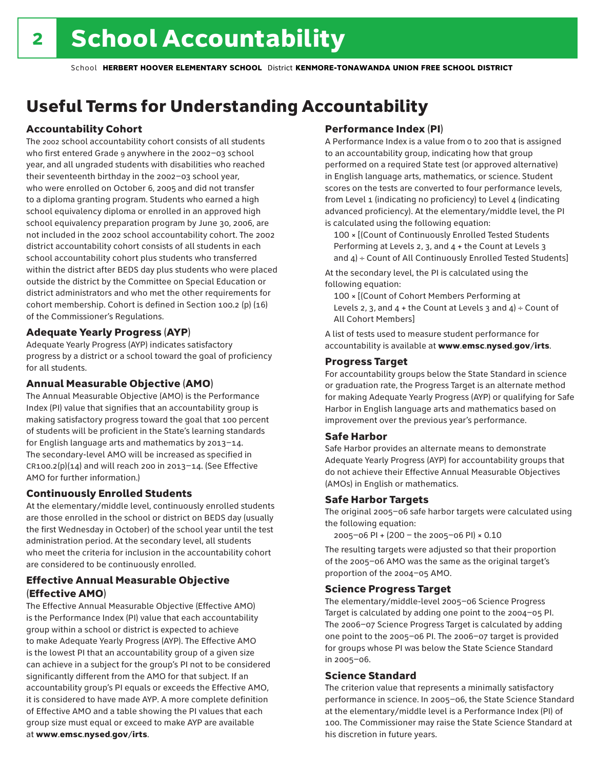# School Accountability

School **HERBERT HOOVER ELEMENTARY SCHOOL** District **KENMORE-TONAWANDA UNION FREE SCHOOL DISTRICT**

## Useful Terms for Understanding Accountability

### Accountability Cohort

The 2002 school accountability cohort consists of all students who first entered Grade 9 anywhere in the 2002–03 school year, and all ungraded students with disabilities who reached their seventeenth birthday in the 2002–03 school year, who were enrolled on October 6, 2005 and did not transfer to a diploma granting program. Students who earned a high school equivalency diploma or enrolled in an approved high school equivalency preparation program by June 30, 2006, are not included in the 2002 school accountability cohort. The 2002 district accountability cohort consists of all students in each school accountability cohort plus students who transferred within the district after BEDS day plus students who were placed outside the district by the Committee on Special Education or district administrators and who met the other requirements for cohort membership. Cohort is defined in Section 100.2 (p) (16) of the Commissioner's Regulations.

### Adequate Yearly Progress (AYP)

Adequate Yearly Progress (AYP) indicates satisfactory progress by a district or a school toward the goal of proficiency for all students.

### Annual Measurable Objective (AMO)

The Annual Measurable Objective (AMO) is the Performance Index (PI) value that signifies that an accountability group is making satisfactory progress toward the goal that 100 percent of students will be proficient in the State's learning standards for English language arts and mathematics by 2013–14. The secondary-level AMO will be increased as specified in CR100.2(p)(14) and will reach 200 in 2013–14. (See Effective AMO for further information.)

### Continuously Enrolled Students

At the elementary/middle level, continuously enrolled students are those enrolled in the school or district on BEDS day (usually the first Wednesday in October) of the school year until the test administration period. At the secondary level, all students who meet the criteria for inclusion in the accountability cohort are considered to be continuously enrolled.

### Effective Annual Measurable Objective (Effective AMO)

The Effective Annual Measurable Objective (Effective AMO) is the Performance Index (PI) value that each accountability group within a school or district is expected to achieve to make Adequate Yearly Progress (AYP). The Effective AMO is the lowest PI that an accountability group of a given size can achieve in a subject for the group's PI not to be considered significantly different from the AMO for that subject. If an accountability group's PI equals or exceeds the Effective AMO, it is considered to have made AYP. A more complete definition of Effective AMO and a table showing the PI values that each group size must equal or exceed to make AYP are available at **www.emsc.nysed.gov/irts**.

### Performance Index (PI)

A Performance Index is a value from 0 to 200 that is assigned to an accountability group, indicating how that group performed on a required State test (or approved alternative) in English language arts, mathematics, or science. Student scores on the tests are converted to four performance levels, from Level 1 (indicating no proficiency) to Level 4 (indicating advanced proficiency). At the elementary/middle level, the PI is calculated using the following equation:

100 × [(Count of Continuously Enrolled Tested Students Performing at Levels 2, 3, and 4 + the Count at Levels 3 and 4) ÷ Count of All Continuously Enrolled Tested Students]

At the secondary level, the PI is calculated using the following equation:

100 × [(Count of Cohort Members Performing at Levels 2, 3, and 4 + the Count at Levels 3 and 4) ÷ Count of All Cohort Members]

A list of tests used to measure student performance for accountability is available at **www.emsc.nysed.gov/irts**.

### Progress Target

For accountability groups below the State Standard in science or graduation rate, the Progress Target is an alternate method for making Adequate Yearly Progress (AYP) or qualifying for Safe Harbor in English language arts and mathematics based on improvement over the previous year's performance.

### Safe Harbor

Safe Harbor provides an alternate means to demonstrate Adequate Yearly Progress (AYP) for accountability groups that do not achieve their Effective Annual Measurable Objectives (AMOs) in English or mathematics.

### Safe Harbor Targets

The original 2005–06 safe harbor targets were calculated using the following equation:

2005–06 PI + (200 – the 2005–06 PI) × 0.10

The resulting targets were adjusted so that their proportion of the 2005–06 AMO was the same as the original target's proportion of the 2004–05 AMO.

### Science Progress Target

The elementary/middle-level 2005–06 Science Progress Target is calculated by adding one point to the 2004–05 PI. The 2006–07 Science Progress Target is calculated by adding one point to the 2005–06 PI. The 2006–07 target is provided for groups whose PI was below the State Science Standard in 2005–06.

### Science Standard

The criterion value that represents a minimally satisfactory performance in science. In 2005–06, the State Science Standard at the elementary/middle level is a Performance Index (PI) of 100. The Commissioner may raise the State Science Standard at his discretion in future years.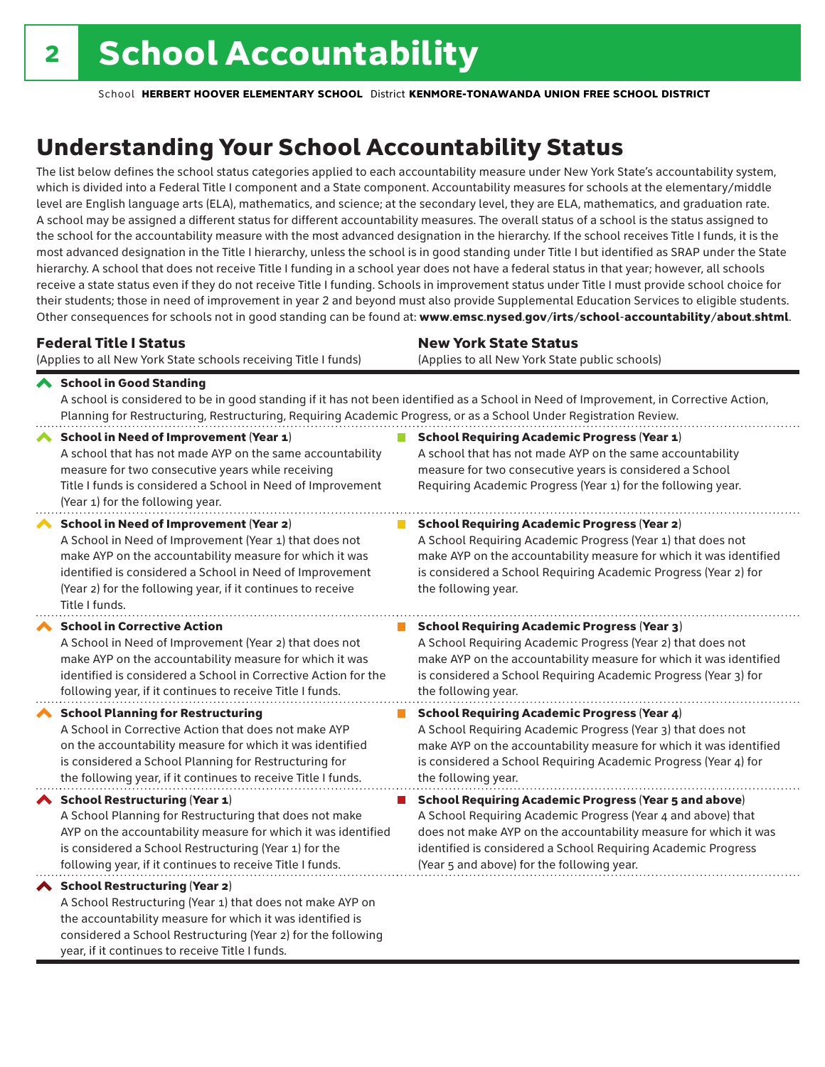# 2 School Accountability

School **HERBERT HOOVER ELEMENTARY SCHOOL** District **KENMORE-TONAWANDA UNION FREE SCHOOL DISTRICT**

## Understanding Your School Accountability Status

The list below defines the school status categories applied to each accountability measure under New York State's accountability system, which is divided into a Federal Title I component and a State component. Accountability measures for schools at the elementary/middle level are English language arts (ELA), mathematics, and science; at the secondary level, they are ELA, mathematics, and graduation rate. A school may be assigned a different status for different accountability measures. The overall status of a school is the status assigned to the school for the accountability measure with the most advanced designation in the hierarchy. If the school receives Title I funds, it is the most advanced designation in the Title I hierarchy, unless the school is in good standing under Title I but identified as SRAP under the State hierarchy. A school that does not receive Title I funding in a school year does not have a federal status in that year; however, all schools receive a state status even if they do not receive Title I funding. Schools in improvement status under Title I must provide school choice for their students; those in need of improvement in year 2 and beyond must also provide Supplemental Education Services to eligible students. Other consequences for schools not in good standing can be found at: **www.emsc.nysed.gov/irts/school-accountability/about.shtml**.

| **Federal Title I Status** (Applies to all New York State schools receiving Title I funds) | **New York State Status** (Applies to all New York State public schools) |
|---|---|
| **School in Good Standing** A school is considered to be in good standing if it has not been identified as a School in Need of Improvement, in Corrective Action, Planning for Restructuring, Restructuring, Requiring Academic Progress, or as a School Under Registration Review. | |
| **School in Need of Improvement (Year 1)** A school that has not made AYP on the same accountability measure for two consecutive years while receiving Title I funds is considered a School in Need of Improvement (Year 1) for the following year. | **School Requiring Academic Progress (Year 1)** A school that has not made AYP on the same accountability measure for two consecutive years is considered a School Requiring Academic Progress (Year 1) for the following year. |
| **School in Need of Improvement (Year 2)** A School in Need of Improvement (Year 1) that does not make AYP on the accountability measure for which it was identified is considered a School in Need of Improvement (Year 2) for the following year, if it continues to receive Title I funds. | **School Requiring Academic Progress (Year 2)** A School Requiring Academic Progress (Year 1) that does not make AYP on the accountability measure for which it was identified is considered a School Requiring Academic Progress (Year 2) for the following year. |
| **School in Corrective Action** A School in Need of Improvement (Year 2) that does not make AYP on the accountability measure for which it was identified is considered a School in Corrective Action for the following year, if it continues to receive Title I funds. | **School Requiring Academic Progress (Year 3)** A School Requiring Academic Progress (Year 2) that does not make AYP on the accountability measure for which it was identified is considered a School Requiring Academic Progress (Year 3) for the following year. |
| **School Planning for Restructuring** A School in Corrective Action that does not make AYP on the accountability measure for which it was identified is considered a School Planning for Restructuring for the following year, if it continues to receive Title I funds. | **School Requiring Academic Progress (Year 4)** A School Requiring Academic Progress (Year 3) that does not make AYP on the accountability measure for which it was identified is considered a School Requiring Academic Progress (Year 4) for the following year. |
| **School Restructuring (Year 1)** A School Planning for Restructuring that does not make AYP on the accountability measure for which it was identified is considered a School Restructuring (Year 1) for the following year, if it continues to receive Title I funds. | **School Requiring Academic Progress (Year 5 and above)** A School Requiring Academic Progress (Year 4 and above) that does not make AYP on the accountability measure for which it was identified is considered a School Requiring Academic Progress (Year 5 and above) for the following year. |
| **School Restructuring (Year 2)** A School Restructuring (Year 1) that does not make AYP on the accountability measure for which it was identified is considered a School Restructuring (Year 2) for the following year, if it continues to receive Title I funds. | |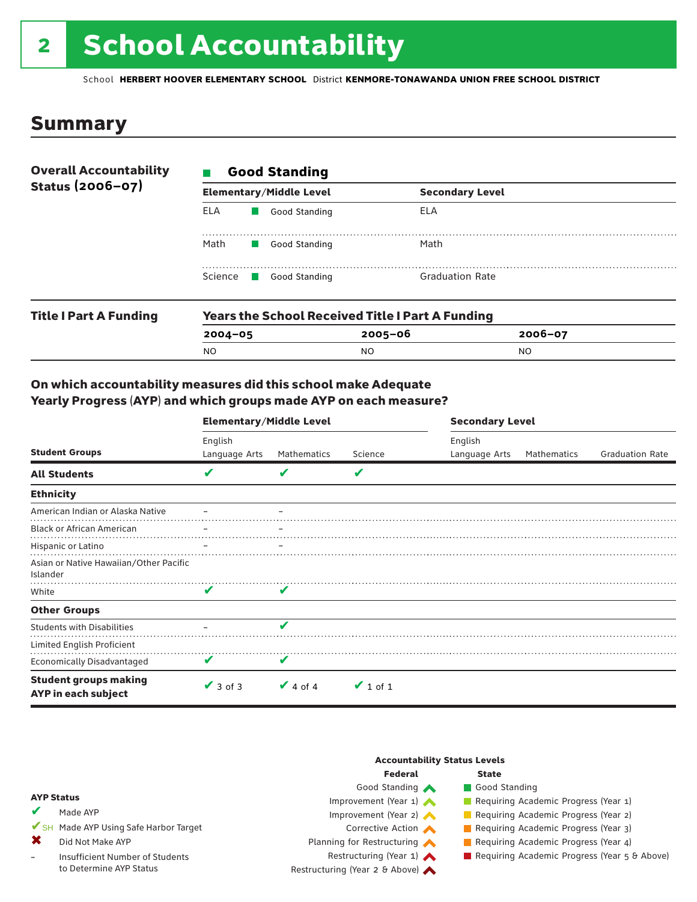# 2 School Accountability

School **HERBERT HOOVER ELEMENTARY SCHOOL** District **KENMORE-TONAWANDA UNION FREE SCHOOL DISTRICT**

## Summary

**Overall Accountability Status (2006–07)**

■ **Good Standing**

| Elementary/Middle Level | | Secondary Level |
|---|---|---|
| ELA | ■ Good Standing | ELA |
| Math | ■ Good Standing | Math |
| Science | ■ Good Standing | Graduation Rate |

**Title I Part A Funding**

**Years the School Received Title I Part A Funding**

| 2004–05 | 2005–06 | 2006–07 |
|---|---|---|
| NO | NO | NO |

### On which accountability measures did this school make Adequate Yearly Progress (AYP) and which groups made AYP on each measure?

| | Elementary/Middle Level | | | Secondary Level | | |
|---|---|---|---|---|---|---|
| **Student Groups** | English Language Arts | Mathematics | Science | English Language Arts | Mathematics | Graduation Rate |
| **All Students** | ✔ | ✔ | ✔ | | | |
| **Ethnicity** | | | | | | |
| American Indian or Alaska Native | – | – | | | | |
| Black or African American | – | – | | | | |
| Hispanic or Latino | – | – | | | | |
| Asian or Native Hawaiian/Other Pacific Islander | | | | | | |
| White | ✔ | ✔ | | | | |
| **Other Groups** | | | | | | |
| Students with Disabilities | – | ✔ | | | | |
| Limited English Proficient | | | | | | |
| Economically Disadvantaged | ✔ | ✔ | | | | |
| **Student groups making AYP in each subject** | ✔ 3 of 3 | ✔ 4 of 4 | ✔ 1 of 1 | | | |

**AYP Status**

- ✔ Made AYP
- ✔SH Made AYP Using Safe Harbor Target
- ✖ Did Not Make AYP
- – Insufficient Number of Students to Determine AYP Status

**Accountability Status Levels**

| Federal | State |
|---|---|
| Good Standing | Good Standing |
| Improvement (Year 1) | Requiring Academic Progress (Year 1) |
| Improvement (Year 2) | Requiring Academic Progress (Year 2) |
| Corrective Action | Requiring Academic Progress (Year 3) |
| Planning for Restructuring | Requiring Academic Progress (Year 4) |
| Restructuring (Year 1) | Requiring Academic Progress (Year 5 & Above) |
| Restructuring (Year 2 & Above) | |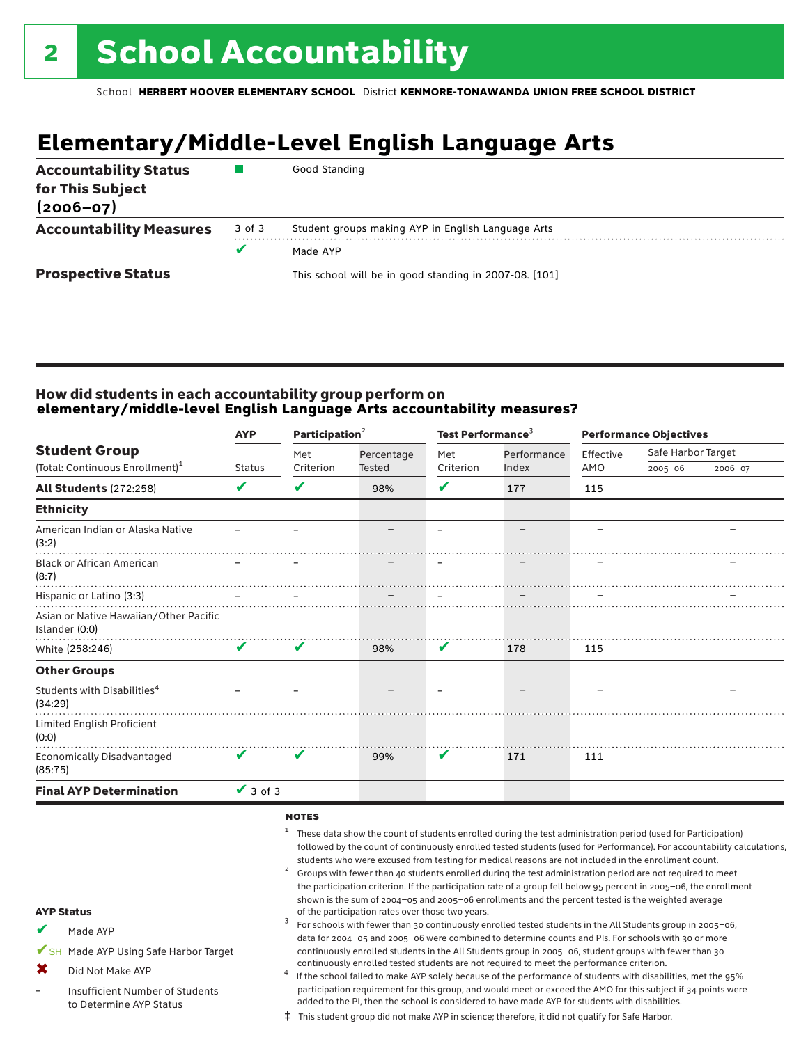# 2 School Accountability

School **HERBERT HOOVER ELEMENTARY SCHOOL** District **KENMORE-TONAWANDA UNION FREE SCHOOL DISTRICT**

## Elementary/Middle-Level English Language Arts

| | | |
|---|---|---|
| **Accountability Status for This Subject (2006–07)** | ■ | Good Standing |
| **Accountability Measures** | 3 of 3 | Student groups making AYP in English Language Arts |
| | ✔ | Made AYP |
| **Prospective Status** | | This school will be in good standing in 2007-08. [101] |

### How did students in each accountability group perform on elementary/middle-level English Language Arts accountability measures?

| Student Group (Total: Continuous Enrollment)[1] | AYP Status | Participation[2] Met Criterion | Participation[2] Percentage Tested | Test Performance[3] Met Criterion | Test Performance[3] Performance Index | Performance Objectives Effective AMO | Safe Harbor Target 2005–06 | Safe Harbor Target 2006–07 |
|---|---|---|---|---|---|---|---|---|
| **All Students** (272:258) | ✔ | ✔ | 98% | ✔ | 177 | 115 | | |
| **Ethnicity** | | | | | | | | |
| American Indian or Alaska Native (3:2) | – | – | – | – | – | – | | – |
| Black or African American (8:7) | – | – | – | – | – | – | | – |
| Hispanic or Latino (3:3) | – | – | – | – | – | – | | – |
| Asian or Native Hawaiian/Other Pacific Islander (0:0) | | | | | | | | |
| White (258:246) | ✔ | ✔ | 98% | ✔ | 178 | 115 | | |
| **Other Groups** | | | | | | | | |
| Students with Disabilities[4] (34:29) | – | – | – | – | – | – | | – |
| Limited English Proficient (0:0) | | | | | | | | |
| Economically Disadvantaged (85:75) | ✔ | ✔ | 99% | ✔ | 171 | 111 | | |
| **Final AYP Determination** | ✔ 3 of 3 | | | | | | | |

**NOTES**

1. These data show the count of students enrolled during the test administration period (used for Participation) followed by the count of continuously enrolled tested students (used for Performance). For accountability calculations, students who were excused from testing for medical reasons are not included in the enrollment count.
2. Groups with fewer than 40 students enrolled during the test administration period are not required to meet the participation criterion. If the participation rate of a group fell below 95 percent in 2005–06, the enrollment shown is the sum of 2004–05 and 2005–06 enrollments and the percent tested is the weighted average of the participation rates over those two years.
3. For schools with fewer than 30 continuously enrolled tested students in the All Students group in 2005–06, data for 2004–05 and 2005–06 were combined to determine counts and PIs. For schools with 30 or more continuously enrolled students in the All Students group in 2005–06, student groups with fewer than 30 continuously enrolled tested students are not required to meet the performance criterion.
4. If the school failed to make AYP solely because of the performance of students with disabilities, met the 95% participation requirement for this group, and would meet or exceed the AMO for this subject if 34 points were added to the PI, then the school is considered to have made AYP for students with disabilities.

‡ This student group did not make AYP in science; therefore, it did not qualify for Safe Harbor.

**AYP Status**

- ✔ Made AYP
- ✔SH Made AYP Using Safe Harbor Target
- ✖ Did Not Make AYP
- – Insufficient Number of Students to Determine AYP Status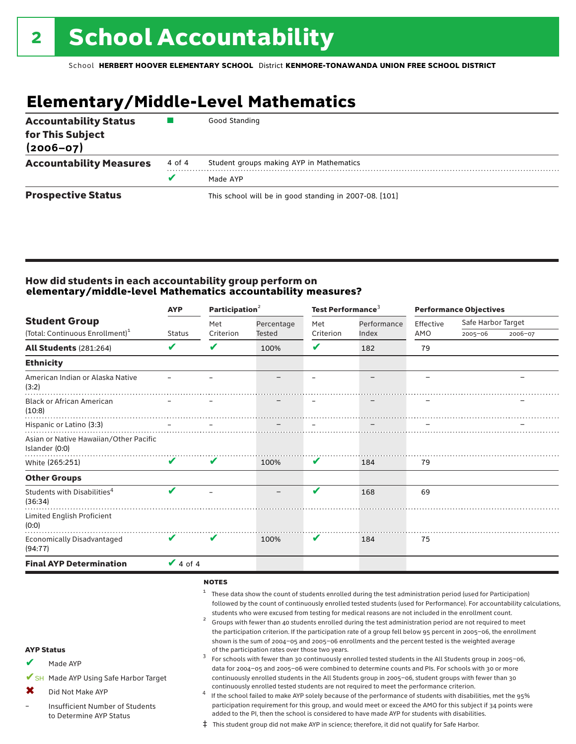# 2 School Accountability

School **HERBERT HOOVER ELEMENTARY SCHOOL** District **KENMORE-TONAWANDA UNION FREE SCHOOL DISTRICT**

## Elementary/Middle-Level Mathematics

| | | |
|---|---|---|
| **Accountability Status for This Subject (2006–07)** | ■ | Good Standing |
| **Accountability Measures** | 4 of 4 | Student groups making AYP in Mathematics |
| | ✔ | Made AYP |
| **Prospective Status** | | This school will be in good standing in 2007-08. [101] |

### How did students in each accountability group perform on elementary/middle-level Mathematics accountability measures?

| Student Group (Total: Continuous Enrollment)[1] | AYP | Participation[2] | | Test Performance[3] | | Performance Objectives | | |
|---|---|---|---|---|---|---|---|---|
| | Status | Met Criterion | Percentage Tested | Met Criterion | Performance Index | Effective AMO | Safe Harbor Target 2005–06 | Safe Harbor Target 2006–07 |
| **All Students** (281:264) | ✔ | ✔ | 100% | ✔ | 182 | 79 | | |
| **Ethnicity** | | | | | | | | |
| American Indian or Alaska Native (3:2) | – | – | – | – | – | – | | – |
| Black or African American (10:8) | – | – | – | – | – | – | | – |
| Hispanic or Latino (3:3) | – | – | – | – | – | – | | – |
| Asian or Native Hawaiian/Other Pacific Islander (0:0) | | | | | | | | |
| White (265:251) | ✔ | ✔ | 100% | ✔ | 184 | 79 | | |
| **Other Groups** | | | | | | | | |
| Students with Disabilities[4] (36:34) | ✔ | – | – | ✔ | 168 | 69 | | |
| Limited English Proficient (0:0) | | | | | | | | |
| Economically Disadvantaged (94:77) | ✔ | ✔ | 100% | ✔ | 184 | 75 | | |
| **Final AYP Determination** | ✔ 4 of 4 | | | | | | | |

**NOTES**

[1] These data show the count of students enrolled during the test administration period (used for Participation) followed by the count of continuously enrolled tested students (used for Performance). For accountability calculations, students who were excused from testing for medical reasons are not included in the enrollment count.

[2] Groups with fewer than 40 students enrolled during the test administration period are not required to meet the participation criterion. If the participation rate of a group fell below 95 percent in 2005–06, the enrollment shown is the sum of 2004–05 and 2005–06 enrollments and the percent tested is the weighted average of the participation rates over those two years.

[3] For schools with fewer than 30 continuously enrolled tested students in the All Students group in 2005–06, data for 2004–05 and 2005–06 were combined to determine counts and PIs. For schools with 30 or more continuously enrolled students in the All Students group in 2005–06, student groups with fewer than 30 continuously enrolled tested students are not required to meet the performance criterion.

[4] If the school failed to make AYP solely because of the performance of students with disabilities, met the 95% participation requirement for this group, and would meet or exceed the AMO for this subject if 34 points were added to the PI, then the school is considered to have made AYP for students with disabilities.

‡ This student group did not make AYP in science; therefore, it did not qualify for Safe Harbor.

**AYP Status**

- ✔ Made AYP
- ✔SH Made AYP Using Safe Harbor Target
- ✖ Did Not Make AYP
- – Insufficient Number of Students to Determine AYP Status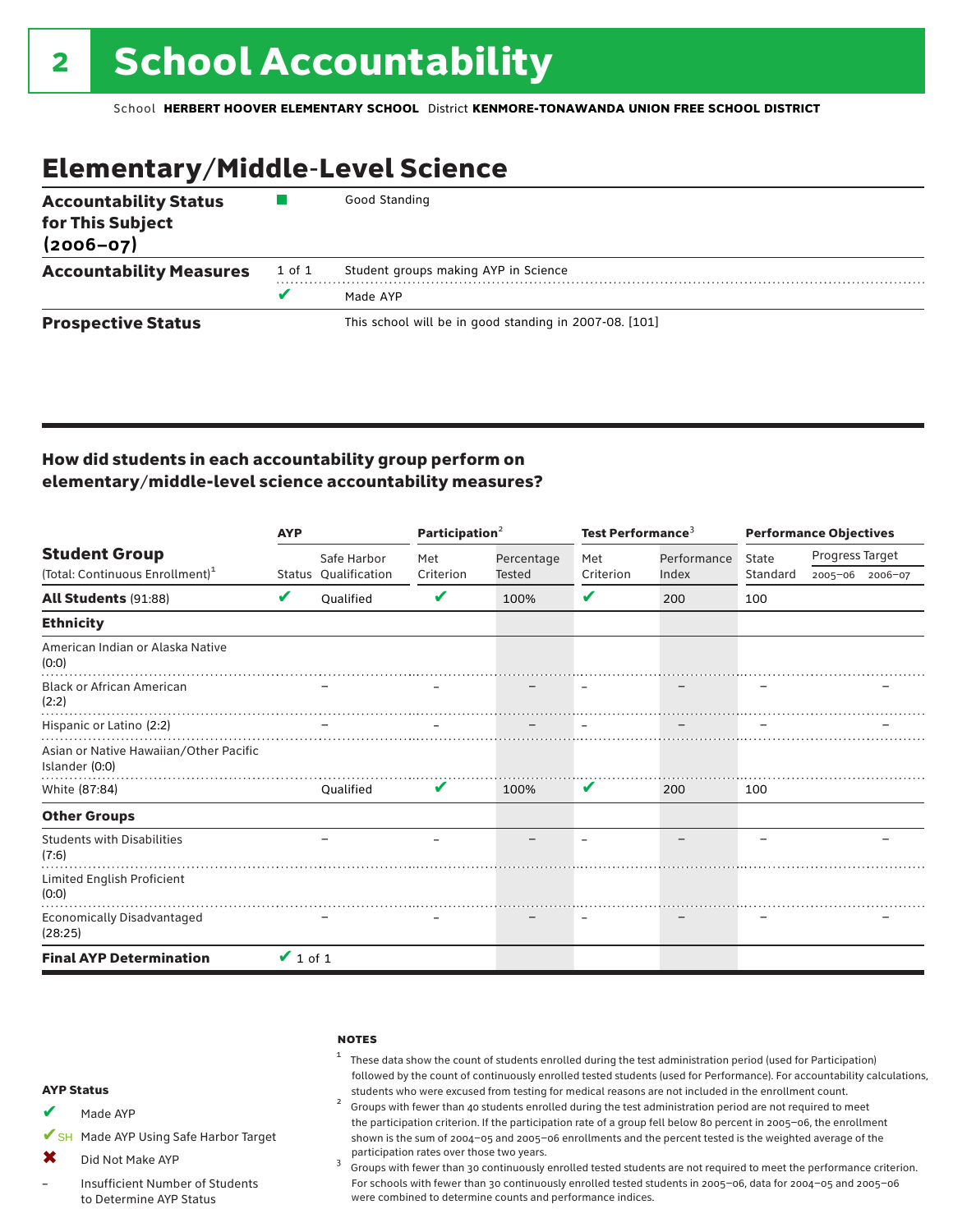# 2 School Accountability

School **HERBERT HOOVER ELEMENTARY SCHOOL** District **KENMORE-TONAWANDA UNION FREE SCHOOL DISTRICT**

## Elementary/Middle-Level Science

| | | |
|---|---|---|
| **Accountability Status for This Subject (2006–07)** | ■ | Good Standing |
| **Accountability Measures** | 1 of 1 | Student groups making AYP in Science |
| | ✔ | Made AYP |
| **Prospective Status** | | This school will be in good standing in 2007-08. [101] |

### How did students in each accountability group perform on elementary/middle-level science accountability measures?

| Student Group (Total: Continuous Enrollment)[1] | AYP | | Participation[2] | | Test Performance[3] | | Performance Objectives | | |
|---|---|---|---|---|---|---|---|---|---|
| | Status | Safe Harbor Qualification | Met Criterion | Percentage Tested | Met Criterion | Performance Index | State Standard | Progress Target 2005–06 | Progress Target 2006–07 |
| **All Students** (91:88) | ✔ | Qualified | ✔ | 100% | ✔ | 200 | 100 | | |
| **Ethnicity** | | | | | | | | | |
| American Indian or Alaska Native (0:0) | | | | | | | | | |
| Black or African American (2:2) | | – | – | – | – | – | – | | – |
| Hispanic or Latino (2:2) | | – | – | – | – | – | – | | – |
| Asian or Native Hawaiian/Other Pacific Islander (0:0) | | | | | | | | | |
| White (87:84) | | Qualified | ✔ | 100% | ✔ | 200 | 100 | | |
| **Other Groups** | | | | | | | | | |
| Students with Disabilities (7:6) | | – | – | – | – | – | – | | – |
| Limited English Proficient (0:0) | | | | | | | | | |
| Economically Disadvantaged (28:25) | | – | – | – | – | – | – | | – |
| **Final AYP Determination** | ✔ 1 of 1 | | | | | | | | |

**AYP Status**

- ✔ Made AYP
- ✔SH Made AYP Using Safe Harbor Target
- ✖ Did Not Make AYP
- – Insufficient Number of Students to Determine AYP Status

**NOTES**

[1] These data show the count of students enrolled during the test administration period (used for Participation) followed by the count of continuously enrolled tested students (used for Performance). For accountability calculations, students who were excused from testing for medical reasons are not included in the enrollment count.

[2] Groups with fewer than 40 students enrolled during the test administration period are not required to meet the participation criterion. If the participation rate of a group fell below 80 percent in 2005–06, the enrollment shown is the sum of 2004–05 and 2005–06 enrollments and the percent tested is the weighted average of the participation rates over those two years.

[3] Groups with fewer than 30 continuously enrolled tested students are not required to meet the performance criterion. For schools with fewer than 30 continuously enrolled tested students in 2005–06, data for 2004–05 and 2005–06 were combined to determine counts and performance indices.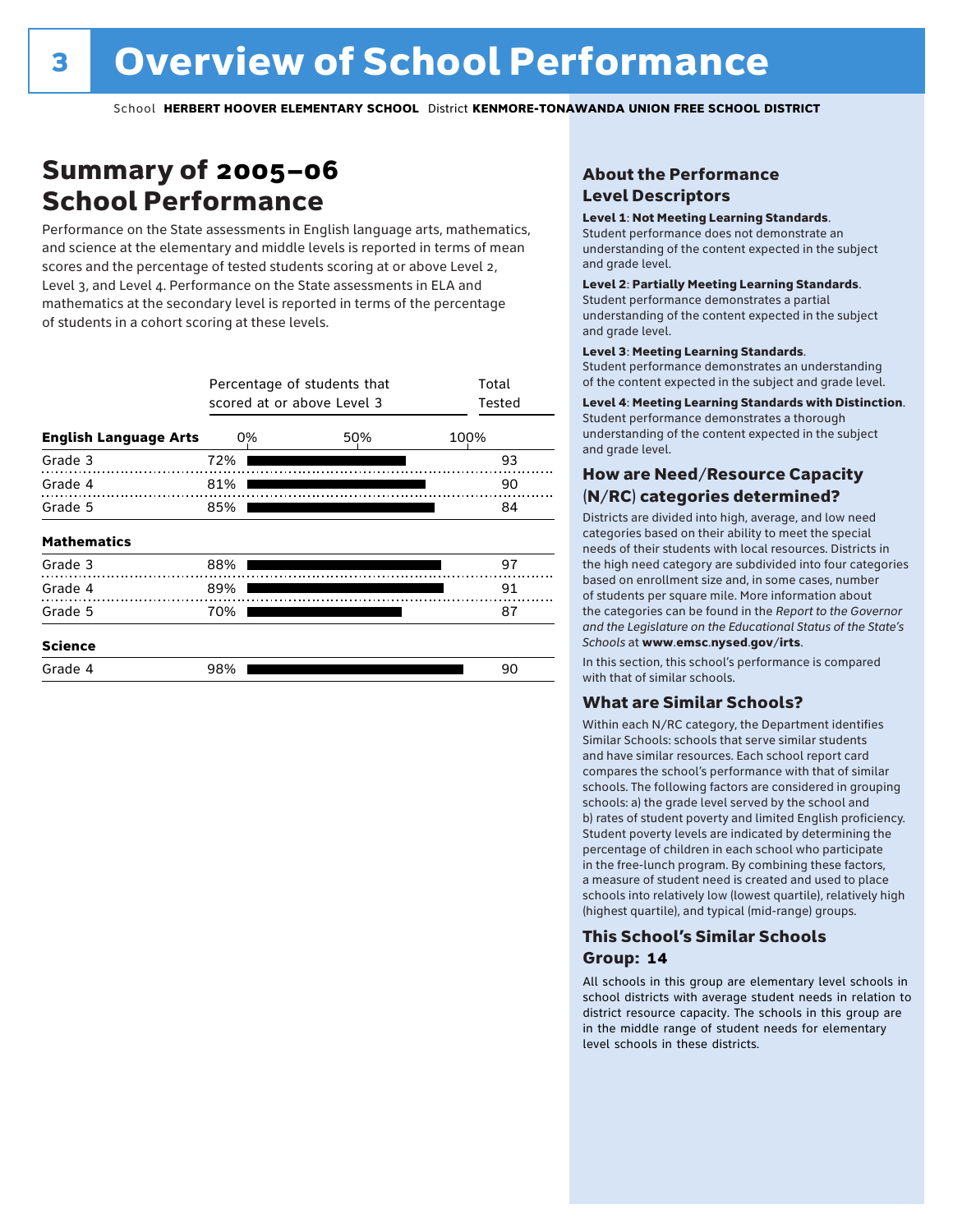# Overview of School Performance

School **HERBERT HOOVER ELEMENTARY SCHOOL** District **KENMORE-TONAWANDA UNION FREE SCHOOL DISTRICT**

## Summary of 2005–06 School Performance

Performance on the State assessments in English language arts, mathematics, and science at the elementary and middle levels is reported in terms of mean scores and the percentage of tested students scoring at or above Level 2, Level 3, and Level 4. Performance on the State assessments in ELA and mathematics at the secondary level is reported in terms of the percentage of students in a cohort scoring at these levels.

| | Percentage of students that scored at or above Level 3 | Total Tested |
|---|---|---|
| **English Language Arts** | | |
| Grade 3 | 72% | 93 |
| Grade 4 | 81% | 90 |
| Grade 5 | 85% | 84 |
| **Mathematics** | | |
| Grade 3 | 88% | 97 |
| Grade 4 | 89% | 91 |
| Grade 5 | 70% | 87 |
| **Science** | | |
| Grade 4 | 98% | 90 |

### About the Performance Level Descriptors

**Level 1**: **Not Meeting Learning Standards**. Student performance does not demonstrate an understanding of the content expected in the subject and grade level.

**Level 2**: **Partially Meeting Learning Standards**. Student performance demonstrates a partial understanding of the content expected in the subject and grade level.

**Level 3**: **Meeting Learning Standards**. Student performance demonstrates an understanding of the content expected in the subject and grade level.

**Level 4**: **Meeting Learning Standards with Distinction**. Student performance demonstrates a thorough understanding of the content expected in the subject and grade level.

### How are Need/Resource Capacity (N/RC) categories determined?

Districts are divided into high, average, and low need categories based on their ability to meet the special needs of their students with local resources. Districts in the high need category are subdivided into four categories based on enrollment size and, in some cases, number of students per square mile. More information about the categories can be found in the *Report to the Governor and the Legislature on the Educational Status of the State's Schools* at **www.emsc.nysed.gov/irts**.

In this section, this school's performance is compared with that of similar schools.

### What are Similar Schools?

Within each N/RC category, the Department identifies Similar Schools: schools that serve similar students and have similar resources. Each school report card compares the school's performance with that of similar schools. The following factors are considered in grouping schools: a) the grade level served by the school and b) rates of student poverty and limited English proficiency. Student poverty levels are indicated by determining the percentage of children in each school who participate in the free-lunch program. By combining these factors, a measure of student need is created and used to place schools into relatively low (lowest quartile), relatively high (highest quartile), and typical (mid-range) groups.

### This School's Similar Schools Group: 14

All schools in this group are elementary level schools in school districts with average student needs in relation to district resource capacity. The schools in this group are in the middle range of student needs for elementary level schools in these districts.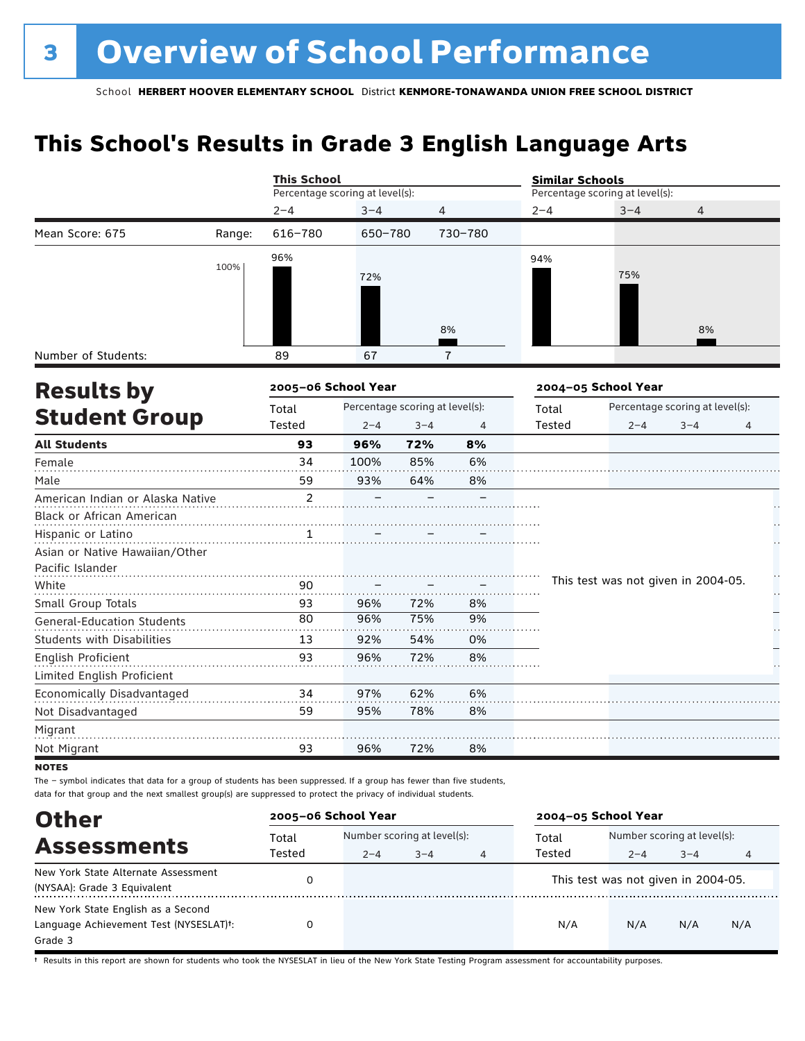# 3 Overview of School Performance

School **HERBERT HOOVER ELEMENTARY SCHOOL** District **KENMORE-TONAWANDA UNION FREE SCHOOL DISTRICT**

## This School's Results in Grade 3 English Language Arts

| | | This School | | | Similar Schools | | |
|---|---|---|---|---|---|---|---|
| | | Percentage scoring at level(s): | | | Percentage scoring at level(s): | | |
| | | 2–4 | 3–4 | 4 | 2–4 | 3–4 | 4 |
| Mean Score: 675 | Range: | 616–780 | 650–780 | 730–780 | | | |
| | | 96% | 72% | 8% | 94% | 75% | 8% |
| Number of Students: | | 89 | 67 | 7 | | | |

## Results by Student Group

| | 2005–06 School Year | | | | 2004–05 School Year | | | |
|---|---|---|---|---|---|---|---|---|
| | Total Tested | Percentage scoring at level(s): 2–4 | 3–4 | 4 | Total Tested | Percentage scoring at level(s): 2–4 | 3–4 | 4 |
| **All Students** | **93** | **96%** | **72%** | **8%** | | | | |
| Female | 34 | 100% | 85% | 6% | | | | |
| Male | 59 | 93% | 64% | 8% | | | | |
| American Indian or Alaska Native | 2 | – | – | – | This test was not given in 2004-05. | | | |
| Black or African American | | | | | | | | |
| Hispanic or Latino | 1 | – | – | – | | | | |
| Asian or Native Hawaiian/Other Pacific Islander | | | | | | | | |
| White | 90 | – | – | – | | | | |
| Small Group Totals | 93 | 96% | 72% | 8% | | | | |
| General-Education Students | 80 | 96% | 75% | 9% | | | | |
| Students with Disabilities | 13 | 92% | 54% | 0% | | | | |
| English Proficient | 93 | 96% | 72% | 8% | | | | |
| Limited English Proficient | | | | | | | | |
| Economically Disadvantaged | 34 | 97% | 62% | 6% | | | | |
| Not Disadvantaged | 59 | 95% | 78% | 8% | | | | |
| Migrant | | | | | | | | |
| Not Migrant | 93 | 96% | 72% | 8% | | | | |

**NOTES**

The – symbol indicates that data for a group of students has been suppressed. If a group has fewer than five students, data for that group and the next smallest group(s) are suppressed to protect the privacy of individual students.

## Other Assessments

| | 2005–06 School Year | | | | 2004–05 School Year | | | |
|---|---|---|---|---|---|---|---|---|
| | Total Tested | Number scoring at level(s): 2–4 | 3–4 | 4 | Total Tested | Number scoring at level(s): 2–4 | 3–4 | 4 |
| New York State Alternate Assessment (NYSAA): Grade 3 Equivalent | 0 | | | | This test was not given in 2004-05. | | | |
| New York State English as a Second Language Achievement Test (NYSESLAT)†: Grade 3 | 0 | | | | N/A | N/A | N/A | N/A |

† Results in this report are shown for students who took the NYSESLAT in lieu of the New York State Testing Program assessment for accountability purposes.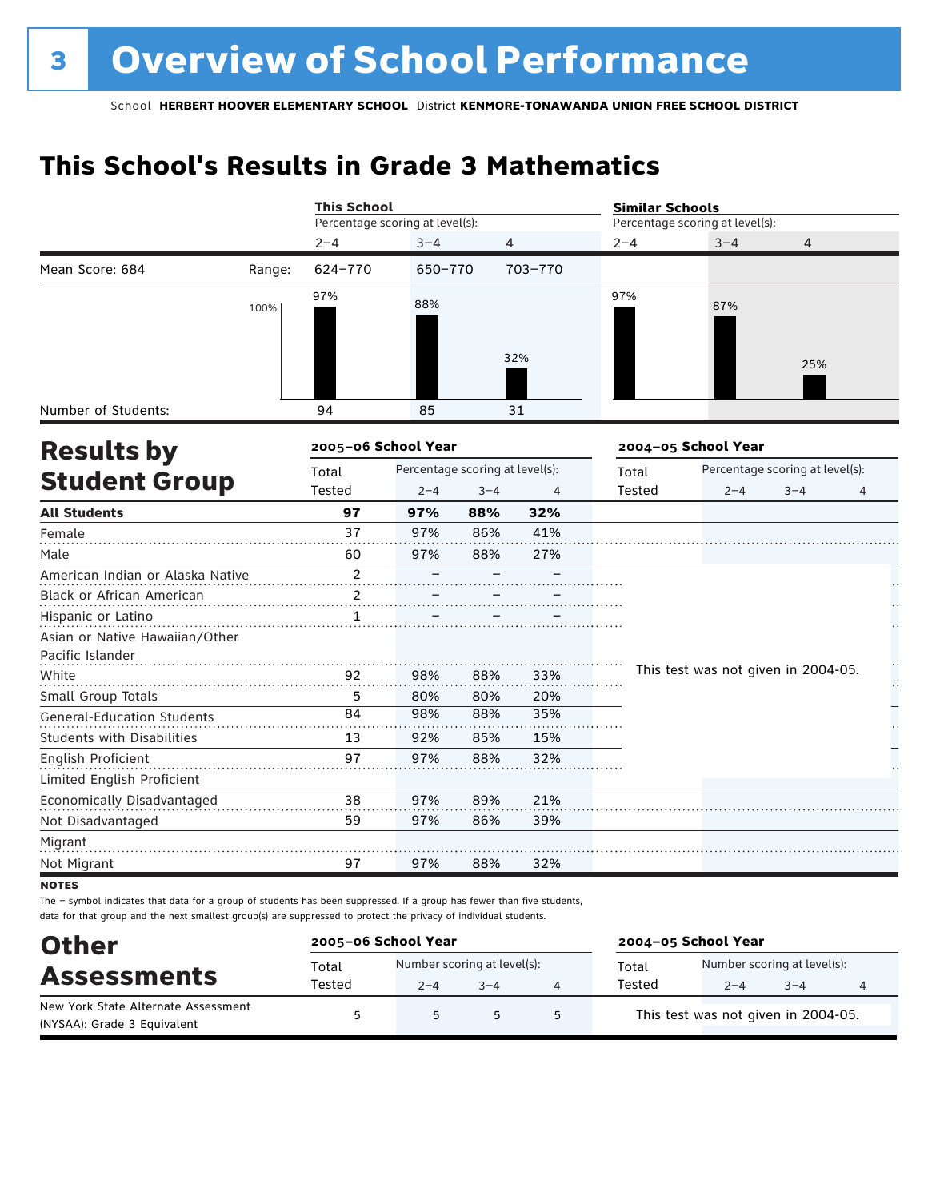# 3 Overview of School Performance

School **HERBERT HOOVER ELEMENTARY SCHOOL** District **KENMORE-TONAWANDA UNION FREE SCHOOL DISTRICT**

## This School's Results in Grade 3 Mathematics

| | | This School | | | Similar Schools | | |
|---|---|---|---|---|---|---|---|
| | | Percentage scoring at level(s): | | | Percentage scoring at level(s): | | |
| | | 2–4 | 3–4 | 4 | 2–4 | 3–4 | 4 |
| Mean Score: 684 | Range: | 624–770 | 650–770 | 703–770 | | | |
| | | 97% | 88% | 32% | 97% | 87% | 25% |
| Number of Students: | | 94 | 85 | 31 | | | |

## Results by Student Group

| | 2005–06 School Year | | | | 2004–05 School Year | | | |
|---|---|---|---|---|---|---|---|---|
| | Total Tested | Percentage scoring at level(s): 2–4 | 3–4 | 4 | Total Tested | Percentage scoring at level(s): 2–4 | 3–4 | 4 |
| **All Students** | **97** | **97%** | **88%** | **32%** | | | | |
| Female | 37 | 97% | 86% | 41% | | | | |
| Male | 60 | 97% | 88% | 27% | | | | |
| American Indian or Alaska Native | 2 | – | – | – | This test was not given in 2004-05. | | | |
| Black or African American | 2 | – | – | – | | | | |
| Hispanic or Latino | 1 | – | – | – | | | | |
| Asian or Native Hawaiian/Other Pacific Islander | | | | | | | | |
| White | 92 | 98% | 88% | 33% | | | | |
| Small Group Totals | 5 | 80% | 80% | 20% | | | | |
| General-Education Students | 84 | 98% | 88% | 35% | | | | |
| Students with Disabilities | 13 | 92% | 85% | 15% | | | | |
| English Proficient | 97 | 97% | 88% | 32% | | | | |
| Limited English Proficient | | | | | | | | |
| Economically Disadvantaged | 38 | 97% | 89% | 21% | | | | |
| Not Disadvantaged | 59 | 97% | 86% | 39% | | | | |
| Migrant | | | | | | | | |
| Not Migrant | 97 | 97% | 88% | 32% | | | | |

**NOTES**

The – symbol indicates that data for a group of students has been suppressed. If a group has fewer than five students, data for that group and the next smallest group(s) are suppressed to protect the privacy of individual students.

## Other Assessments

| | 2005–06 School Year | | | | 2004–05 School Year | | | |
|---|---|---|---|---|---|---|---|---|
| | Total Tested | Number scoring at level(s): 2–4 | 3–4 | 4 | Total Tested | Number scoring at level(s): 2–4 | 3–4 | 4 |
| New York State Alternate Assessment (NYSAA): Grade 3 Equivalent | 5 | 5 | 5 | 5 | This test was not given in 2004-05. | | | |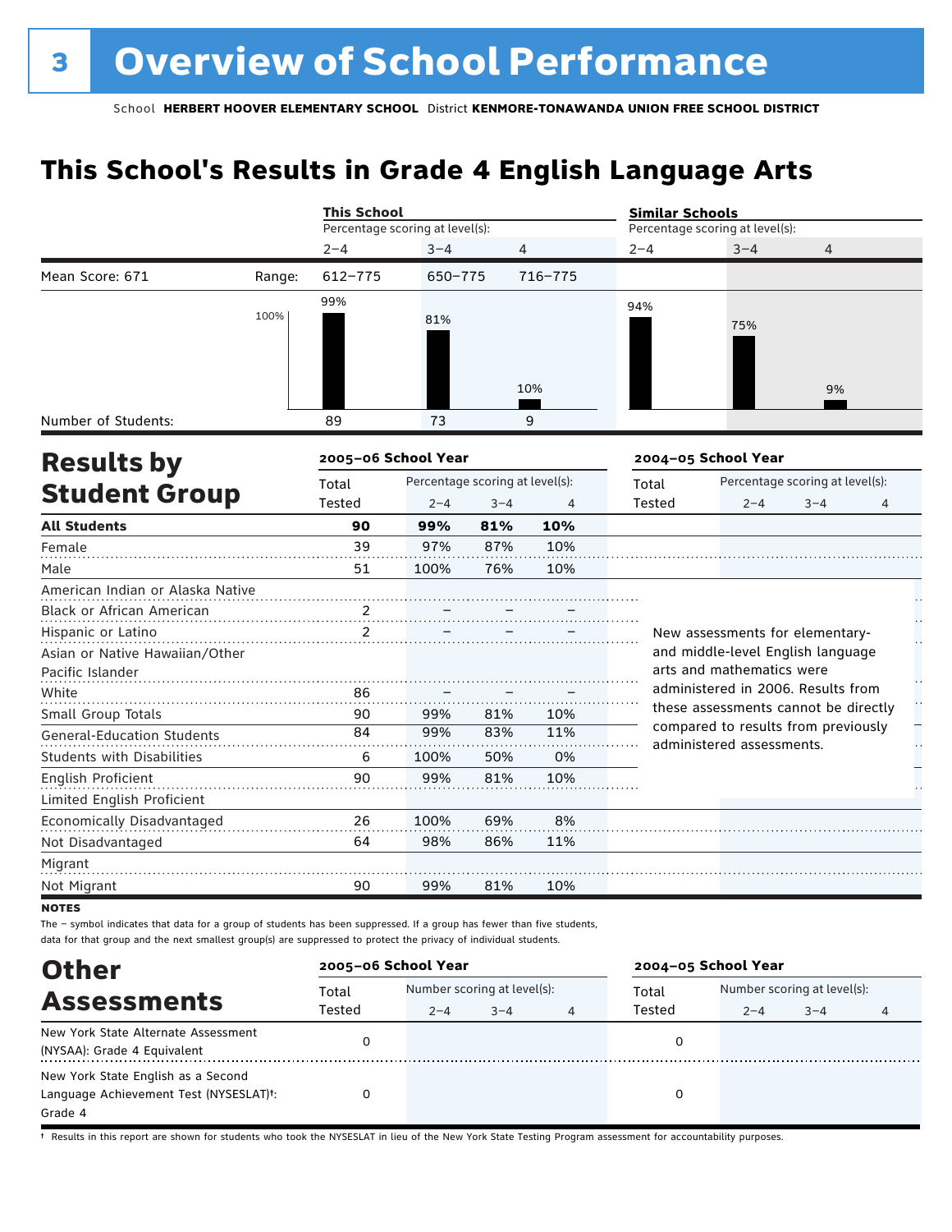# 3 Overview of School Performance

School **HERBERT HOOVER ELEMENTARY SCHOOL** District **KENMORE-TONAWANDA UNION FREE SCHOOL DISTRICT**

## This School's Results in Grade 4 English Language Arts

| | | This School | | | Similar Schools | | |
|---|---|---|---|---|---|---|---|
| | | Percentage scoring at level(s): | | | Percentage scoring at level(s): | | |
| | | 2–4 | 3–4 | 4 | 2–4 | 3–4 | 4 |
| Mean Score: 671 | Range: | 612–775 | 650–775 | 716–775 | | | |
| | | 99% | 81% | 10% | 94% | 75% | 9% |
| Number of Students: | | 89 | 73 | 9 | | | |

## Results by Student Group

| | 2005–06 School Year | | | | 2004–05 School Year | | | |
|---|---|---|---|---|---|---|---|---|
| | Total Tested | Percentage scoring at level(s): 2–4 | 3–4 | 4 | Total Tested | Percentage scoring at level(s): 2–4 | 3–4 | 4 |
| **All Students** | **90** | **99%** | **81%** | **10%** | | | | |
| Female | 39 | 97% | 87% | 10% | | | | |
| Male | 51 | 100% | 76% | 10% | | | | |
| American Indian or Alaska Native | | | | | | | | |
| Black or African American | 2 | – | – | – | | | | |
| Hispanic or Latino | 2 | – | – | – | | | | |
| Asian or Native Hawaiian/Other Pacific Islander | | | | | | | | |
| White | 86 | – | – | – | | | | |
| Small Group Totals | 90 | 99% | 81% | 10% | | | | |
| General-Education Students | 84 | 99% | 83% | 11% | | | | |
| Students with Disabilities | 6 | 100% | 50% | 0% | | | | |
| English Proficient | 90 | 99% | 81% | 10% | | | | |
| Limited English Proficient | | | | | | | | |
| Economically Disadvantaged | 26 | 100% | 69% | 8% | | | | |
| Not Disadvantaged | 64 | 98% | 86% | 11% | | | | |
| Migrant | | | | | | | | |
| Not Migrant | 90 | 99% | 81% | 10% | | | | |

New assessments for elementary- and middle-level English language arts and mathematics were administered in 2006. Results from these assessments cannot be directly compared to results from previously administered assessments.

**NOTES**

The – symbol indicates that data for a group of students has been suppressed. If a group has fewer than five students, data for that group and the next smallest group(s) are suppressed to protect the privacy of individual students.

## Other Assessments

| | 2005–06 School Year | | | | 2004–05 School Year | | | |
|---|---|---|---|---|---|---|---|---|
| | Total Tested | Number scoring at level(s): 2–4 | 3–4 | 4 | Total Tested | Number scoring at level(s): 2–4 | 3–4 | 4 |
| New York State Alternate Assessment (NYSAA): Grade 4 Equivalent | 0 | | | | 0 | | | |
| New York State English as a Second Language Achievement Test (NYSESLAT)†: Grade 4 | 0 | | | | 0 | | | |

† Results in this report are shown for students who took the NYSESLAT in lieu of the New York State Testing Program assessment for accountability purposes.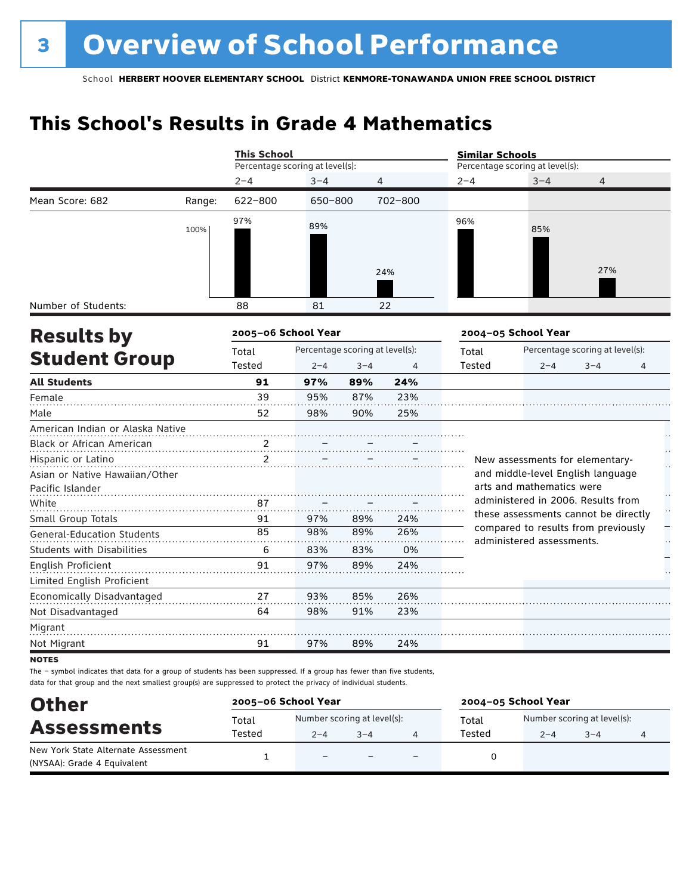# 3 Overview of School Performance

School **HERBERT HOOVER ELEMENTARY SCHOOL** District **KENMORE-TONAWANDA UNION FREE SCHOOL DISTRICT**

## This School's Results in Grade 4 Mathematics

| | | This School | | | Similar Schools | | |
|---|---|---|---|---|---|---|---|
| | | Percentage scoring at level(s): | | | Percentage scoring at level(s): | | |
| | | 2–4 | 3–4 | 4 | 2–4 | 3–4 | 4 |
| Mean Score: 682 | Range: | 622–800 | 650–800 | 702–800 | | | |
| | | 97% | 89% | 24% | 96% | 85% | 27% |
| Number of Students: | | 88 | 81 | 22 | | | |

## Results by Student Group

| | 2005–06 School Year | | | | 2004–05 School Year | | | |
|---|---|---|---|---|---|---|---|---|
| | Total Tested | Percentage scoring at level(s): 2–4 | 3–4 | 4 | Total Tested | Percentage scoring at level(s): 2–4 | 3–4 | 4 |
| **All Students** | **91** | **97%** | **89%** | **24%** | | | | |
| Female | 39 | 95% | 87% | 23% | | | | |
| Male | 52 | 98% | 90% | 25% | | | | |
| American Indian or Alaska Native | | | | | | | | |
| Black or African American | 2 | – | – | – | | | | |
| Hispanic or Latino | 2 | – | – | – | | | | |
| Asian or Native Hawaiian/Other Pacific Islander | | | | | | | | |
| White | 87 | – | – | – | | | | |
| Small Group Totals | 91 | 97% | 89% | 24% | | | | |
| General-Education Students | 85 | 98% | 89% | 26% | | | | |
| Students with Disabilities | 6 | 83% | 83% | 0% | | | | |
| English Proficient | 91 | 97% | 89% | 24% | | | | |
| Limited English Proficient | | | | | | | | |
| Economically Disadvantaged | 27 | 93% | 85% | 26% | | | | |
| Not Disadvantaged | 64 | 98% | 91% | 23% | | | | |
| Migrant | | | | | | | | |
| Not Migrant | 91 | 97% | 89% | 24% | | | | |

New assessments for elementary- and middle-level English language arts and mathematics were administered in 2006. Results from these assessments cannot be directly compared to results from previously administered assessments.

**NOTES**

The – symbol indicates that data for a group of students has been suppressed. If a group has fewer than five students, data for that group and the next smallest group(s) are suppressed to protect the privacy of individual students.

## Other Assessments

| | 2005–06 School Year | | | | 2004–05 School Year | | | |
|---|---|---|---|---|---|---|---|---|
| | Total Tested | Number scoring at level(s): 2–4 | 3–4 | 4 | Total Tested | Number scoring at level(s): 2–4 | 3–4 | 4 |
| New York State Alternate Assessment (NYSAA): Grade 4 Equivalent | 1 | – | – | – | 0 | | | |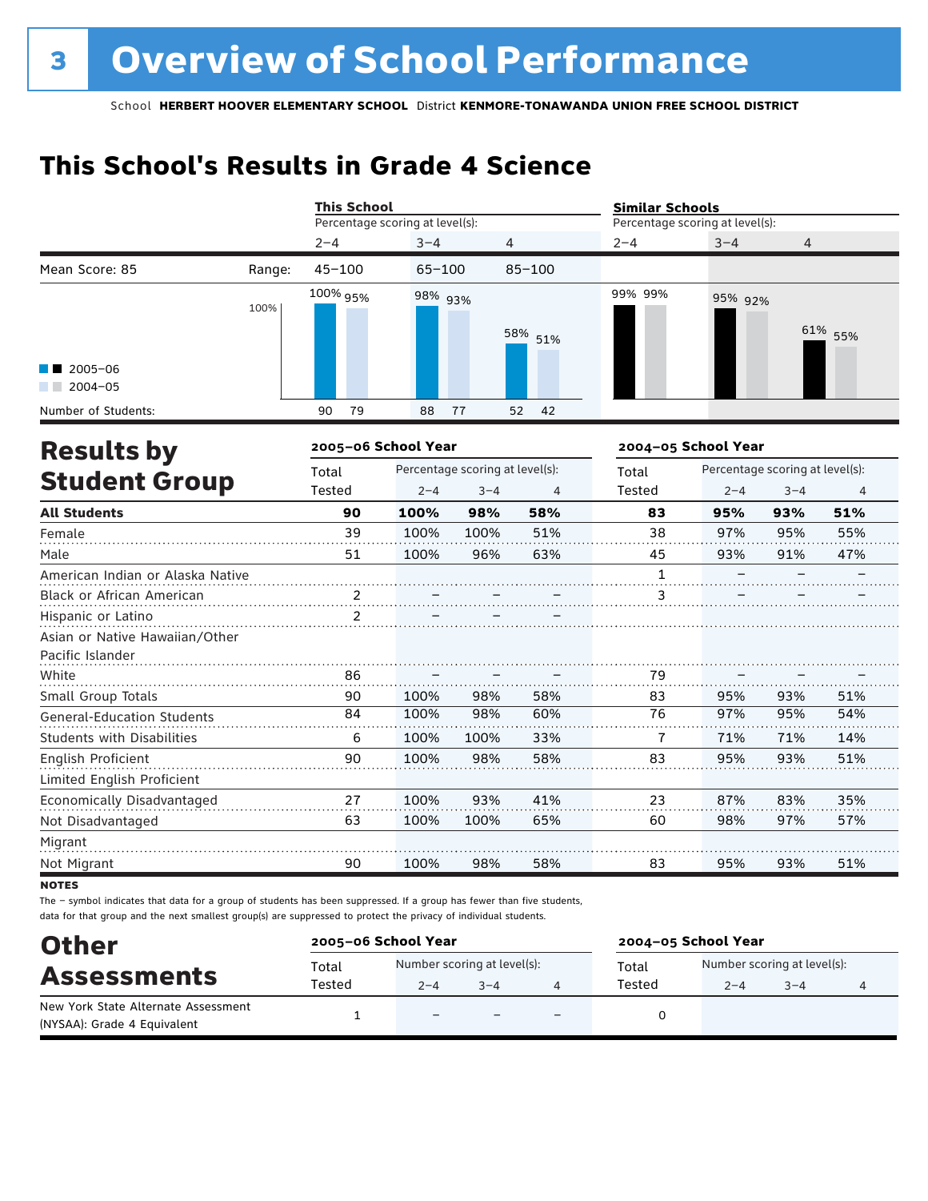# 3 Overview of School Performance

School **HERBERT HOOVER ELEMENTARY SCHOOL** District **KENMORE-TONAWANDA UNION FREE SCHOOL DISTRICT**

## This School's Results in Grade 4 Science

| | | This School | | | Similar Schools | | |
|---|---|---|---|---|---|---|---|
| | | Percentage scoring at level(s): | | | Percentage scoring at level(s): | | |
| | | 2–4 | 3–4 | 4 | 2–4 | 3–4 | 4 |
| Mean Score: 85 | Range: | 45–100 | 65–100 | 85–100 | | | |
| 2005–06 | | 100% | 98% | 58% | 99% | 95% | 61% |
| 2004–05 | | 95% | 93% | 51% | 99% | 92% | 55% |
| Number of Students: 2005–06 | | 90 | 88 | 52 | | | |
| Number of Students: 2004–05 | | 79 | 77 | 42 | | | |

## Results by Student Group

| | 2005–06 School Year | | | | 2004–05 School Year | | | |
|---|---|---|---|---|---|---|---|---|
| | Total Tested | Percentage scoring at level(s): 2–4 | 3–4 | 4 | Total Tested | Percentage scoring at level(s): 2–4 | 3–4 | 4 |
| **All Students** | **90** | **100%** | **98%** | **58%** | **83** | **95%** | **93%** | **51%** |
| Female | 39 | 100% | 100% | 51% | 38 | 97% | 95% | 55% |
| Male | 51 | 100% | 96% | 63% | 45 | 93% | 91% | 47% |
| American Indian or Alaska Native | | | | | 1 | – | – | – |
| Black or African American | 2 | – | – | – | 3 | – | – | – |
| Hispanic or Latino | 2 | – | – | – | | | | |
| Asian or Native Hawaiian/Other Pacific Islander | | | | | | | | |
| White | 86 | – | – | – | 79 | – | – | – |
| Small Group Totals | 90 | 100% | 98% | 58% | 83 | 95% | 93% | 51% |
| General-Education Students | 84 | 100% | 98% | 60% | 76 | 97% | 95% | 54% |
| Students with Disabilities | 6 | 100% | 100% | 33% | 7 | 71% | 71% | 14% |
| English Proficient | 90 | 100% | 98% | 58% | 83 | 95% | 93% | 51% |
| Limited English Proficient | | | | | | | | |
| Economically Disadvantaged | 27 | 100% | 93% | 41% | 23 | 87% | 83% | 35% |
| Not Disadvantaged | 63 | 100% | 100% | 65% | 60 | 98% | 97% | 57% |
| Migrant | | | | | | | | |
| Not Migrant | 90 | 100% | 98% | 58% | 83 | 95% | 93% | 51% |

**NOTES**

The – symbol indicates that data for a group of students has been suppressed. If a group has fewer than five students, data for that group and the next smallest group(s) are suppressed to protect the privacy of individual students.

## Other Assessments

| | 2005–06 School Year | | | | 2004–05 School Year | | | |
|---|---|---|---|---|---|---|---|---|
| | Total Tested | Number scoring at level(s): 2–4 | 3–4 | 4 | Total Tested | Number scoring at level(s): 2–4 | 3–4 | 4 |
| New York State Alternate Assessment (NYSAA): Grade 4 Equivalent | 1 | – | – | – | 0 | | | |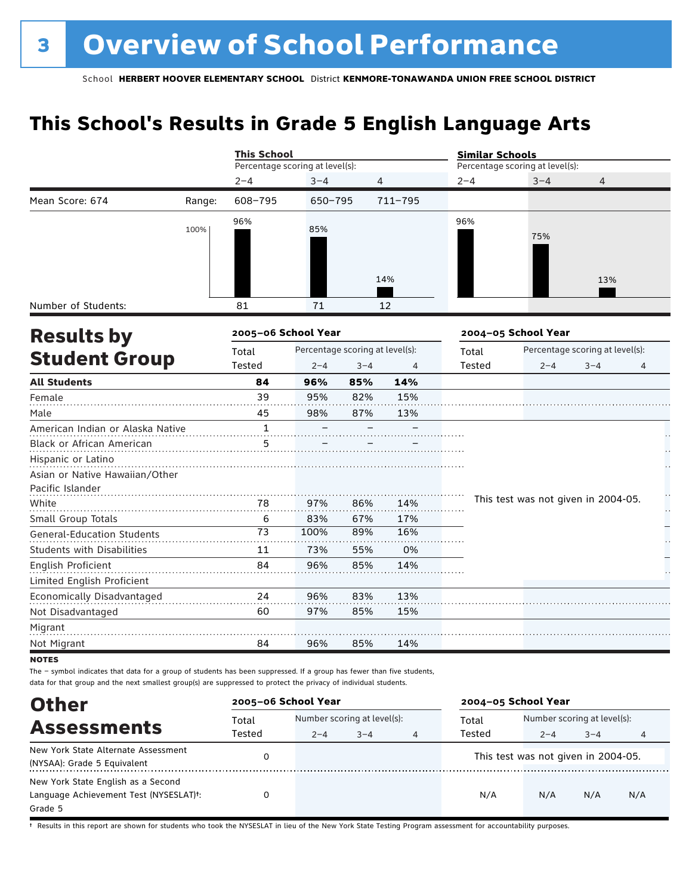# 3 Overview of School Performance

School **HERBERT HOOVER ELEMENTARY SCHOOL** District **KENMORE-TONAWANDA UNION FREE SCHOOL DISTRICT**

## This School's Results in Grade 5 English Language Arts

| | | This School | | | Similar Schools | | |
|---|---|---|---|---|---|---|---|
| | | Percentage scoring at level(s): | | | Percentage scoring at level(s): | | |
| | | 2–4 | 3–4 | 4 | 2–4 | 3–4 | 4 |
| Mean Score: 674 | Range: | 608–795 | 650–795 | 711–795 | | | |
| | | 96% | 85% | 14% | 96% | 75% | 13% |
| Number of Students: | | 81 | 71 | 12 | | | |

## Results by Student Group

| | 2005–06 School Year | | | | 2004–05 School Year | | | |
|---|---|---|---|---|---|---|---|---|
| | Total Tested | Percentage scoring at level(s): 2–4 | 3–4 | 4 | Total Tested | Percentage scoring at level(s): 2–4 | 3–4 | 4 |
| **All Students** | **84** | **96%** | **85%** | **14%** | | | | |
| Female | 39 | 95% | 82% | 15% | | | | |
| Male | 45 | 98% | 87% | 13% | | | | |
| American Indian or Alaska Native | 1 | – | – | – | This test was not given in 2004-05. | | | |
| Black or African American | 5 | – | – | – | | | | |
| Hispanic or Latino | | | | | | | | |
| Asian or Native Hawaiian/Other Pacific Islander | | | | | | | | |
| White | 78 | 97% | 86% | 14% | | | | |
| Small Group Totals | 6 | 83% | 67% | 17% | | | | |
| General-Education Students | 73 | 100% | 89% | 16% | | | | |
| Students with Disabilities | 11 | 73% | 55% | 0% | | | | |
| English Proficient | 84 | 96% | 85% | 14% | | | | |
| Limited English Proficient | | | | | | | | |
| Economically Disadvantaged | 24 | 96% | 83% | 13% | | | | |
| Not Disadvantaged | 60 | 97% | 85% | 15% | | | | |
| Migrant | | | | | | | | |
| Not Migrant | 84 | 96% | 85% | 14% | | | | |

**NOTES**

The – symbol indicates that data for a group of students has been suppressed. If a group has fewer than five students, data for that group and the next smallest group(s) are suppressed to protect the privacy of individual students.

## Other Assessments

| | 2005–06 School Year | | | | 2004–05 School Year | | | |
|---|---|---|---|---|---|---|---|---|
| | Total Tested | Number scoring at level(s): 2–4 | 3–4 | 4 | Total Tested | Number scoring at level(s): 2–4 | 3–4 | 4 |
| New York State Alternate Assessment (NYSAA): Grade 5 Equivalent | 0 | | | | This test was not given in 2004-05. | | | |
| New York State English as a Second Language Achievement Test (NYSESLAT)†: Grade 5 | 0 | | | | N/A | N/A | N/A | N/A |

† Results in this report are shown for students who took the NYSESLAT in lieu of the New York State Testing Program assessment for accountability purposes.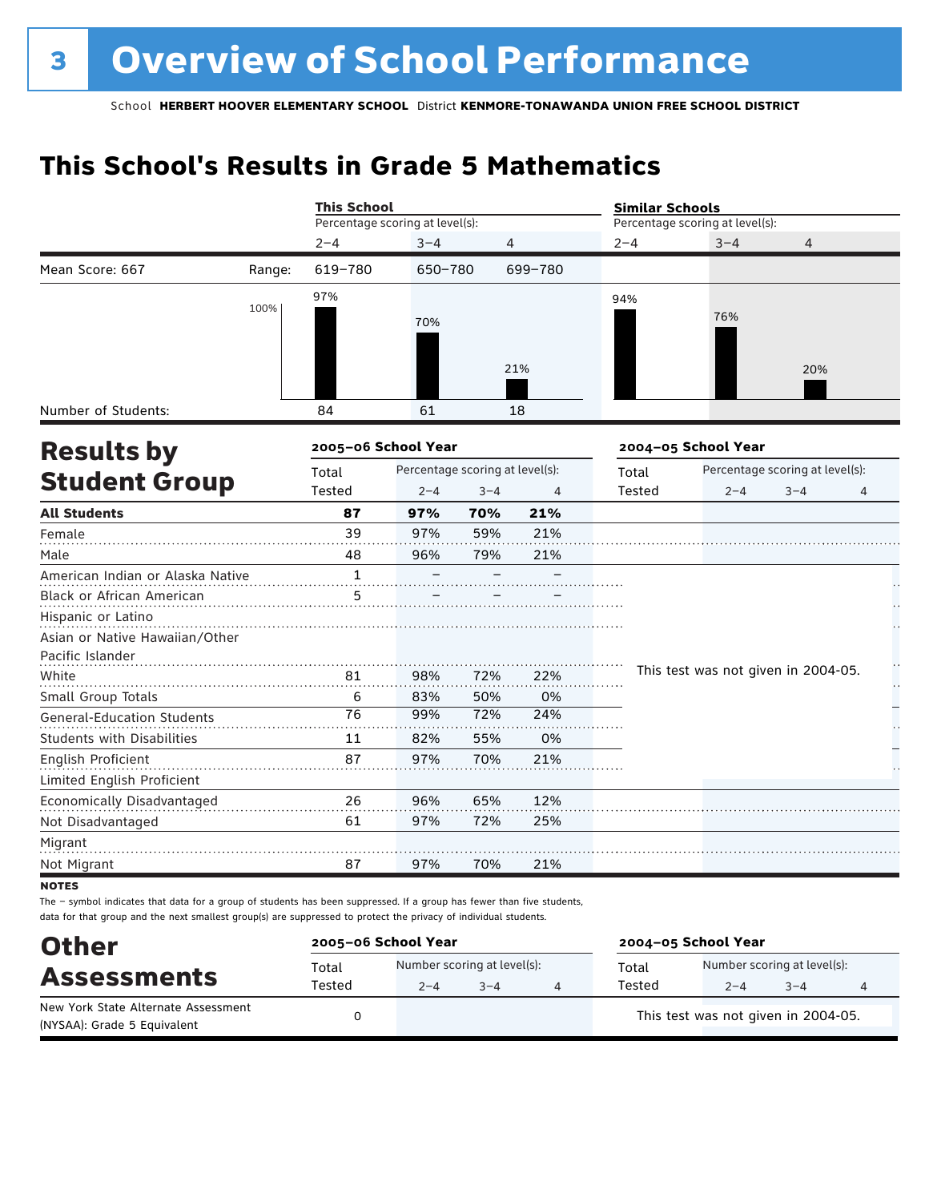# 3 Overview of School Performance

School **HERBERT HOOVER ELEMENTARY SCHOOL** District **KENMORE-TONAWANDA UNION FREE SCHOOL DISTRICT**

## This School's Results in Grade 5 Mathematics

| | | This School | | | Similar Schools | | |
|---|---|---|---|---|---|---|---|
| | | Percentage scoring at level(s): | | | Percentage scoring at level(s): | | |
| | | 2–4 | 3–4 | 4 | 2–4 | 3–4 | 4 |
| Mean Score: 667 | Range: | 619–780 | 650–780 | 699–780 | | | |
| | | 97% | 70% | 21% | 94% | 76% | 20% |
| Number of Students: | | 84 | 61 | 18 | | | |

## Results by Student Group

| | 2005–06 School Year | | | | 2004–05 School Year | | | |
|---|---|---|---|---|---|---|---|---|
| | Total Tested | Percentage scoring at level(s): 2–4 | 3–4 | 4 | Total Tested | Percentage scoring at level(s): 2–4 | 3–4 | 4 |
| **All Students** | **87** | **97%** | **70%** | **21%** | | | | |
| Female | 39 | 97% | 59% | 21% | | | | |
| Male | 48 | 96% | 79% | 21% | | | | |
| American Indian or Alaska Native | 1 | – | – | – | This test was not given in 2004-05. | | | |
| Black or African American | 5 | – | – | – | | | | |
| Hispanic or Latino | | | | | | | | |
| Asian or Native Hawaiian/Other Pacific Islander | | | | | | | | |
| White | 81 | 98% | 72% | 22% | | | | |
| Small Group Totals | 6 | 83% | 50% | 0% | | | | |
| General-Education Students | 76 | 99% | 72% | 24% | | | | |
| Students with Disabilities | 11 | 82% | 55% | 0% | | | | |
| English Proficient | 87 | 97% | 70% | 21% | | | | |
| Limited English Proficient | | | | | | | | |
| Economically Disadvantaged | 26 | 96% | 65% | 12% | | | | |
| Not Disadvantaged | 61 | 97% | 72% | 25% | | | | |
| Migrant | | | | | | | | |
| Not Migrant | 87 | 97% | 70% | 21% | | | | |

**NOTES**

The – symbol indicates that data for a group of students has been suppressed. If a group has fewer than five students, data for that group and the next smallest group(s) are suppressed to protect the privacy of individual students.

## Other Assessments

| | 2005–06 School Year | | | | 2004–05 School Year | | | |
|---|---|---|---|---|---|---|---|---|
| | Total Tested | Number scoring at level(s): 2–4 | 3–4 | 4 | Total Tested | Number scoring at level(s): 2–4 | 3–4 | 4 |
| New York State Alternate Assessment (NYSAA): Grade 5 Equivalent | 0 | | | | This test was not given in 2004-05. | | | |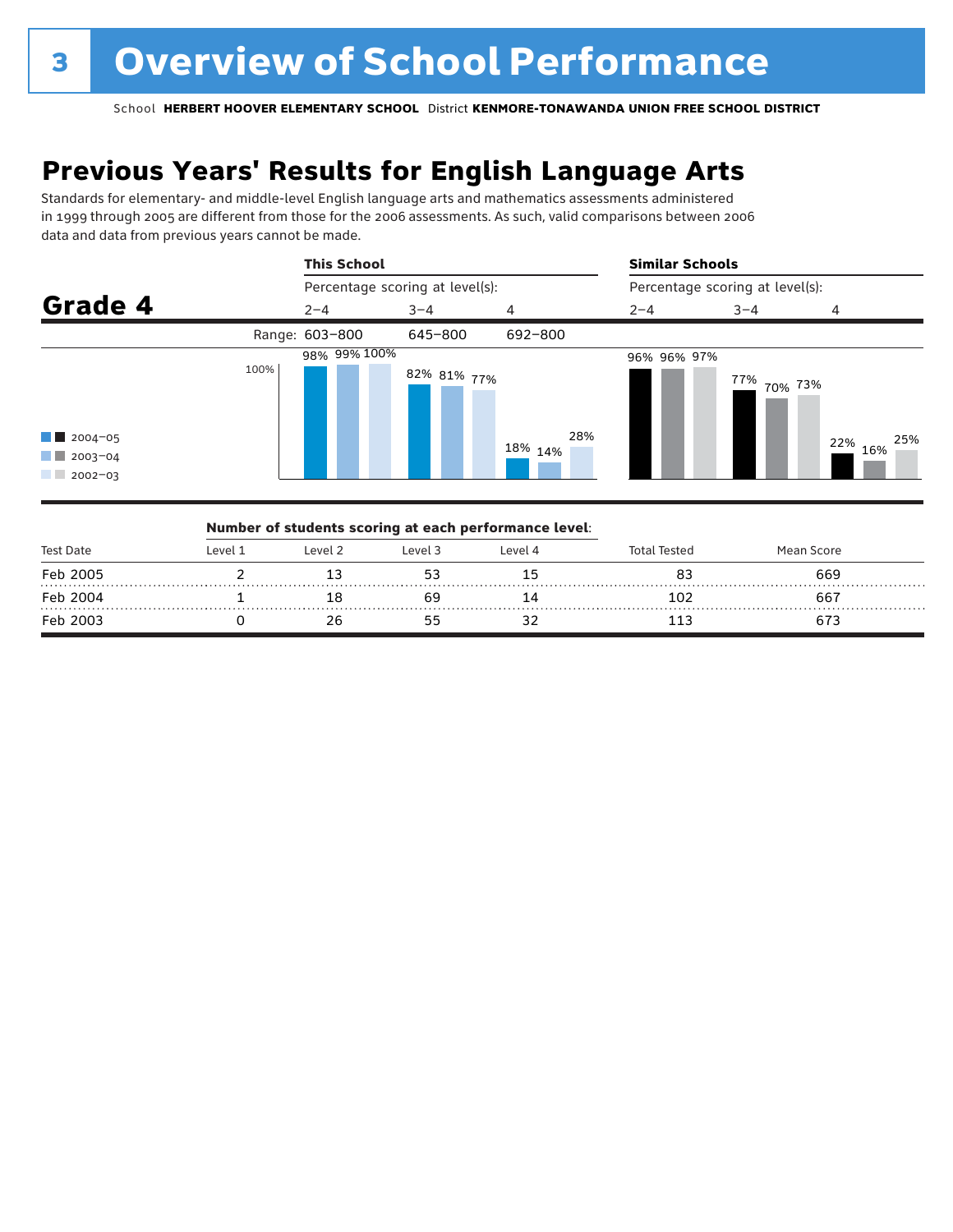# 3 Overview of School Performance

School **HERBERT HOOVER ELEMENTARY SCHOOL** District **KENMORE-TONAWANDA UNION FREE SCHOOL DISTRICT**

## Previous Years' Results for English Language Arts

Standards for elementary- and middle-level English language arts and mathematics assessments administered in 1999 through 2005 are different from those for the 2006 assessments. As such, valid comparisons between 2006 data and data from previous years cannot be made.

### Grade 4

Percentage scoring at level(s):

| | This School 2–4 | This School 3–4 | This School 4 | Similar Schools 2–4 | Similar Schools 3–4 | Similar Schools 4 |
|---|---|---|---|---|---|---|
| Range | 603–800 | 645–800 | 692–800 | | | |
| 2004–05 | 98% | 82% | 18% | 96% | 77% | 22% |
| 2003–04 | 99% | 81% | 14% | 96% | 70% | 16% |
| 2002–03 | 100% | 77% | 28% | 97% | 73% | 25% |

**Number of students scoring at each performance level:**

| Test Date | Level 1 | Level 2 | Level 3 | Level 4 | Total Tested | Mean Score |
|---|---|---|---|---|---|---|
| Feb 2005 | 2 | 13 | 53 | 15 | 83 | 669 |
| Feb 2004 | 1 | 18 | 69 | 14 | 102 | 667 |
| Feb 2003 | 0 | 26 | 55 | 32 | 113 | 673 |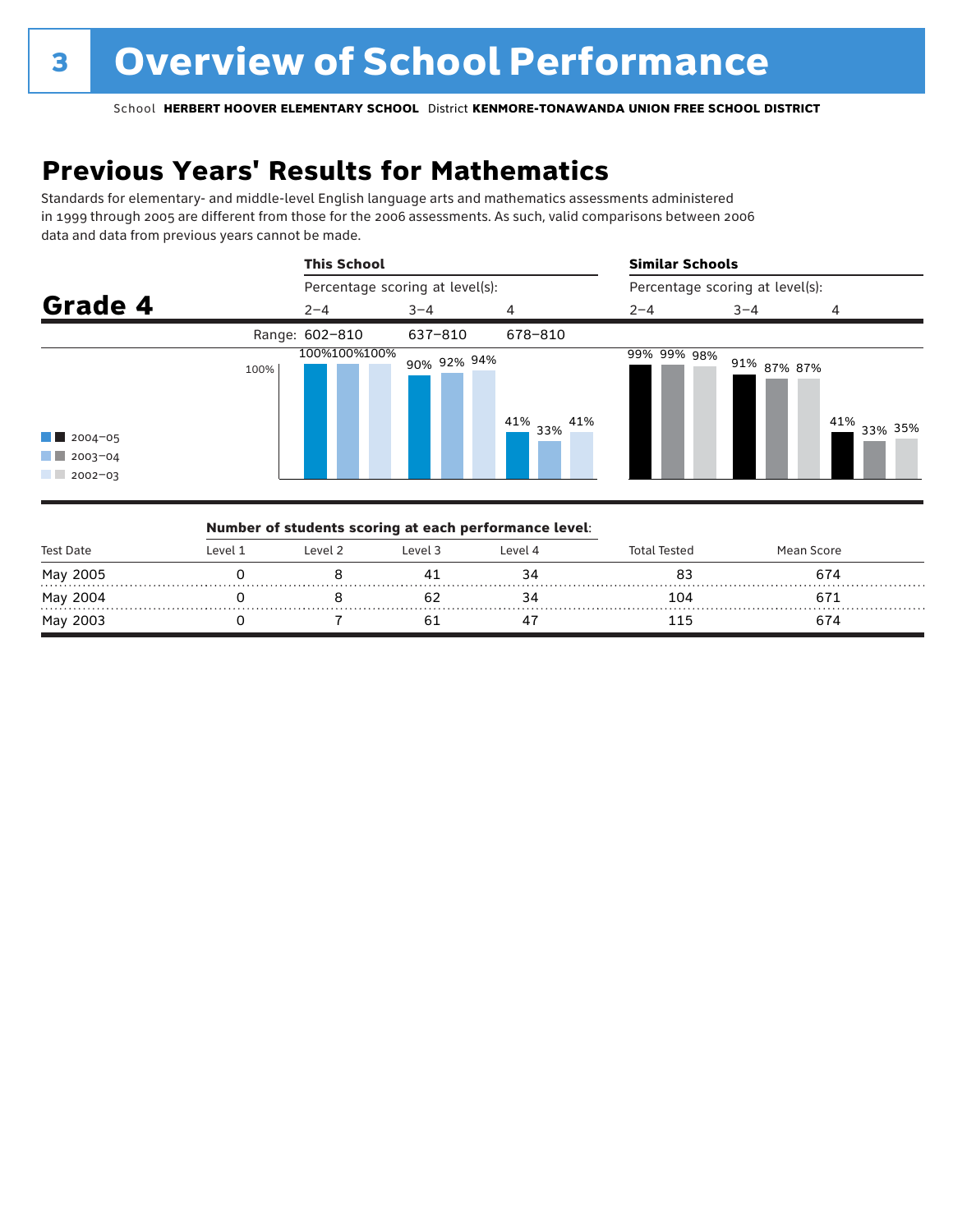# 3 Overview of School Performance

School **HERBERT HOOVER ELEMENTARY SCHOOL** District **KENMORE-TONAWANDA UNION FREE SCHOOL DISTRICT**

## Previous Years' Results for Mathematics

Standards for elementary- and middle-level English language arts and mathematics assessments administered in 1999 through 2005 are different from those for the 2006 assessments. As such, valid comparisons between 2006 data and data from previous years cannot be made.

### Grade 4

**This School**

Percentage scoring at level(s):

2–4 3–4 4

Range: 602–810 637–810 678–810

100%

100% 100% 100% 90% 92% 94% 41% 33% 41%

**Similar Schools**

Percentage scoring at level(s):

2–4 3–4 4

99% 99% 98% 91% 87% 87% 41% 33% 35%

2004–05
2003–04
2002–03

**Number of students scoring at each performance level:**

| Test Date | Level 1 | Level 2 | Level 3 | Level 4 | Total Tested | Mean Score |
|---|---|---|---|---|---|---|
| May 2005 | 0 | 8 | 41 | 34 | 83 | 674 |
| May 2004 | 0 | 8 | 62 | 34 | 104 | 671 |
| May 2003 | 0 | 7 | 61 | 47 | 115 | 674 |